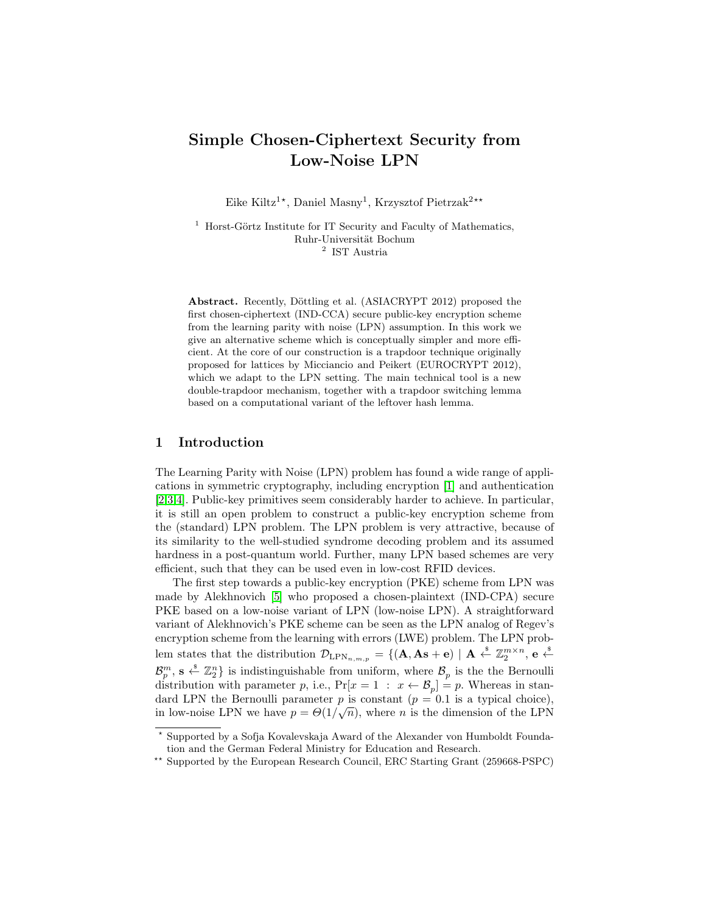# Simple Chosen-Ciphertext Security from Low-Noise LPN

Eike Kiltz[1,⋆], Daniel Masny[1], Krzysztof Pietrzak[2,⋆⋆]

[1] Horst-Görtz Institute for IT Security and Faculty of Mathematics, Ruhr-Universität Bochum
[2] IST Austria

**Abstract.** Recently, Döttling et al. (ASIACRYPT 2012) proposed the first chosen-ciphertext (IND-CCA) secure public-key encryption scheme from the learning parity with noise (LPN) assumption. In this work we give an alternative scheme which is conceptually simpler and more efficient. At the core of our construction is a trapdoor technique originally proposed for lattices by Micciancio and Peikert (EUROCRYPT 2012), which we adapt to the LPN setting. The main technical tool is a new double-trapdoor mechanism, together with a trapdoor switching lemma based on a computational variant of the leftover hash lemma.

## 1 Introduction

The Learning Parity with Noise (LPN) problem has found a wide range of applications in symmetric cryptography, including encryption [1] and authentication [2,3,4]. Public-key primitives seem considerably harder to achieve. In particular, it is still an open problem to construct a public-key encryption scheme from the (standard) LPN problem. The LPN problem is very attractive, because of its similarity to the well-studied syndrome decoding problem and its assumed hardness in a post-quantum world. Further, many LPN based schemes are very efficient, such that they can be used even in low-cost RFID devices.

The first step towards a public-key encryption (PKE) scheme from LPN was made by Alekhnovich [5] who proposed a chosen-plaintext (IND-CPA) secure PKE based on a low-noise variant of LPN (low-noise LPN). A straightforward variant of Alekhnovich's PKE scheme can be seen as the LPN analog of Regev's encryption scheme from the learning with errors (LWE) problem. The LPN problem states that the distribution $\mathcal{D}_{\mathrm{LPN}_{n,m,p}} = \{(\mathbf{A}, \mathbf{A}\mathbf{s} + \mathbf{e}) \mid \mathbf{A} \stackrel{\$}{\leftarrow} \mathbb{Z}_2^{m \times n}, \mathbf{e} \stackrel{\$}{\leftarrow} \mathcal{B}_p^m, \mathbf{s} \stackrel{\$}{\leftarrow} \mathbb{Z}_2^n\}$ is indistinguishable from uniform, where $\mathcal{B}_p$ is the the Bernoulli distribution with parameter $p$, i.e., $\Pr[x = 1 \ : \ x \leftarrow \mathcal{B}_p] = p$. Whereas in standard LPN the Bernoulli parameter $p$ is constant ($p = 0.1$ is a typical choice), in low-noise LPN we have $p = \Theta(1/\sqrt{n})$, where $n$ is the dimension of the LPN

⋆ Supported by a Sofja Kovalevskaja Award of the Alexander von Humboldt Foundation and the German Federal Ministry for Education and Research.

⋆⋆ Supported by the European Research Council, ERC Starting Grant (259668-PSPC)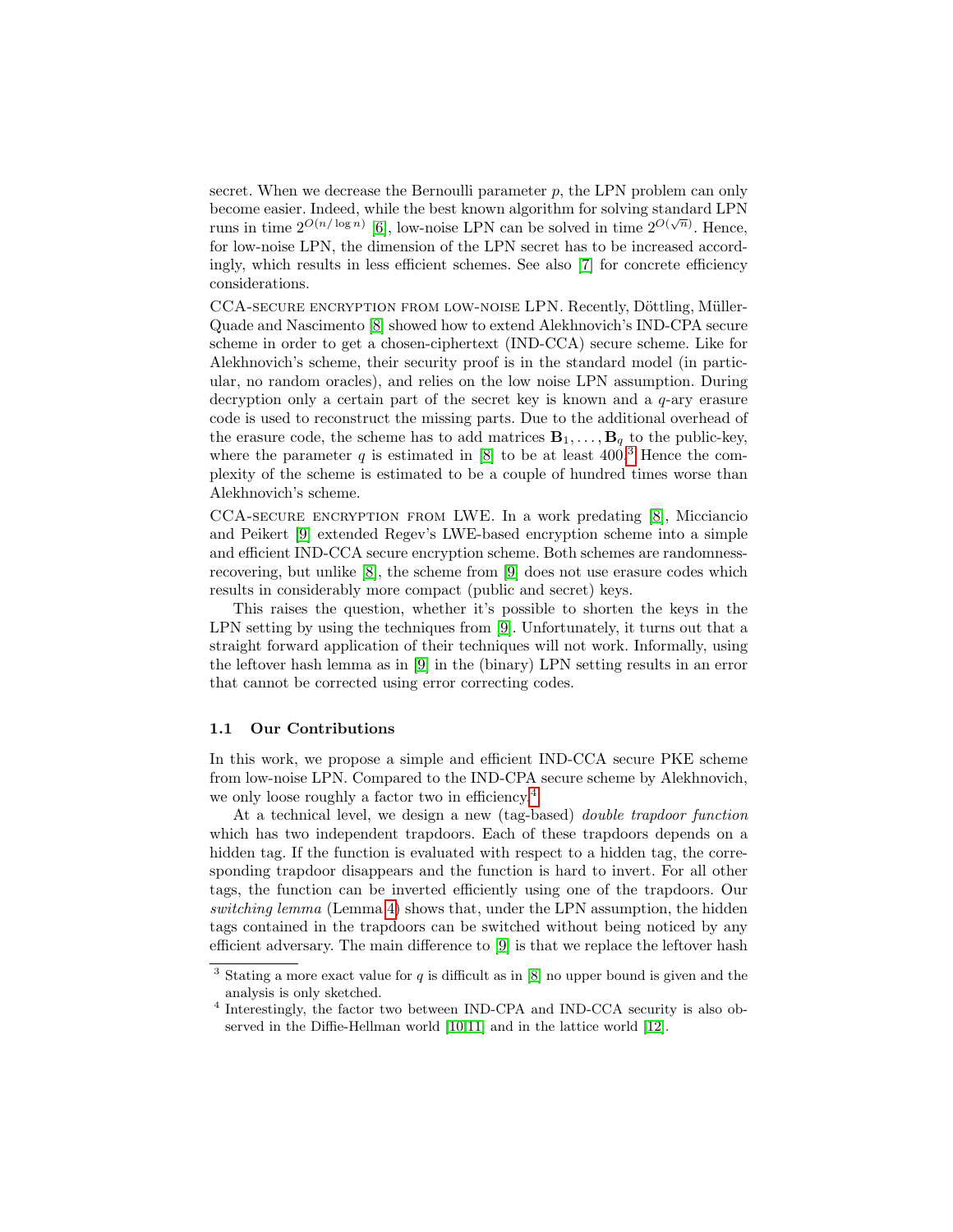secret. When we decrease the Bernoulli parameter $p$, the LPN problem can only become easier. Indeed, while the best known algorithm for solving standard LPN runs in time $2^{O(n/\log n)}$ [6], low-noise LPN can be solved in time $2^{O(\sqrt{n})}$. Hence, for low-noise LPN, the dimension of the LPN secret has to be increased accordingly, which results in less efficient schemes. See also [7] for concrete efficiency considerations.

CCA-SECURE ENCRYPTION FROM LOW-NOISE LPN. Recently, Döttling, Müller-Quade and Nascimento [8] showed how to extend Alekhnovich's IND-CPA secure scheme in order to get a chosen-ciphertext (IND-CCA) secure scheme. Like for Alekhnovich's scheme, their security proof is in the standard model (in particular, no random oracles), and relies on the low noise LPN assumption. During decryption only a certain part of the secret key is known and a $q$-ary erasure code is used to reconstruct the missing parts. Due to the additional overhead of the erasure code, the scheme has to add matrices $\mathbf{B}_1, \ldots, \mathbf{B}_q$ to the public-key, where the parameter $q$ is estimated in [8] to be at least 400.[3] Hence the complexity of the scheme is estimated to be a couple of hundred times worse than Alekhnovich's scheme.

CCA-SECURE ENCRYPTION FROM LWE. In a work predating [8], Micciancio and Peikert [9] extended Regev's LWE-based encryption scheme into a simple and efficient IND-CCA secure encryption scheme. Both schemes are randomness-recovering, but unlike [8], the scheme from [9] does not use erasure codes which results in considerably more compact (public and secret) keys.

This raises the question, whether it's possible to shorten the keys in the LPN setting by using the techniques from [9]. Unfortunately, it turns out that a straight forward application of their techniques will not work. Informally, using the leftover hash lemma as in [9] in the (binary) LPN setting results in an error that cannot be corrected using error correcting codes.

### 1.1 Our Contributions

In this work, we propose a simple and efficient IND-CCA secure PKE scheme from low-noise LPN. Compared to the IND-CPA secure scheme by Alekhnovich, we only loose roughly a factor two in efficiency.[4]

At a technical level, we design a new (tag-based) *double trapdoor function* which has two independent trapdoors. Each of these trapdoors depends on a hidden tag. If the function is evaluated with respect to a hidden tag, the corresponding trapdoor disappears and the function is hard to invert. For all other tags, the function can be inverted efficiently using one of the trapdoors. Our *switching lemma* (Lemma 4) shows that, under the LPN assumption, the hidden tags contained in the trapdoors can be switched without being noticed by any efficient adversary. The main difference to [9] is that we replace the leftover hash

[3] Stating a more exact value for $q$ is difficult as in [8] no upper bound is given and the analysis is only sketched.

[4] Interestingly, the factor two between IND-CPA and IND-CCA security is also observed in the Diffie-Hellman world [10,11] and in the lattice world [12].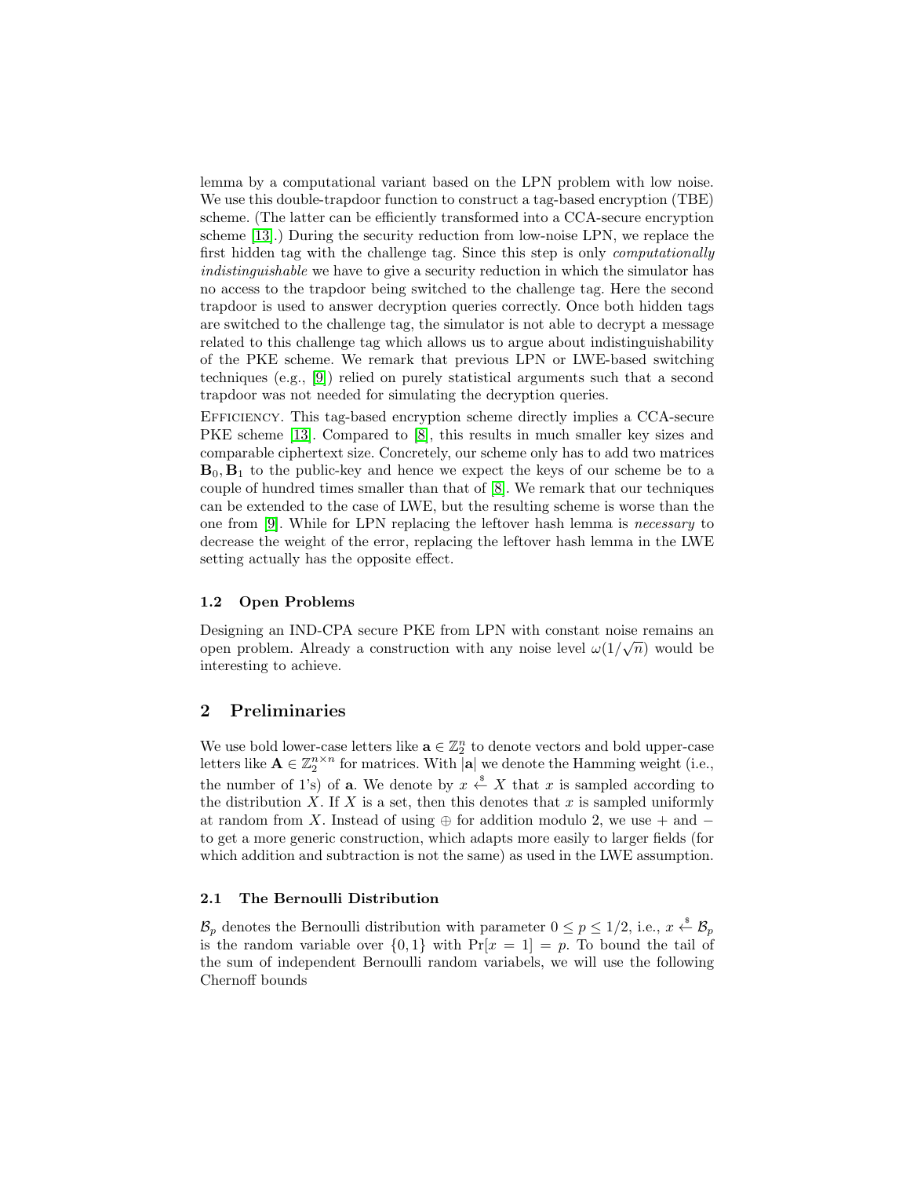lemma by a computational variant based on the LPN problem with low noise. We use this double-trapdoor function to construct a tag-based encryption (TBE) scheme. (The latter can be efficiently transformed into a CCA-secure encryption scheme [13].) During the security reduction from low-noise LPN, we replace the first hidden tag with the challenge tag. Since this step is only *computationally indistinguishable* we have to give a security reduction in which the simulator has no access to the trapdoor being switched to the challenge tag. Here the second trapdoor is used to answer decryption queries correctly. Once both hidden tags are switched to the challenge tag, the simulator is not able to decrypt a message related to this challenge tag which allows us to argue about indistinguishability of the PKE scheme. We remark that previous LPN or LWE-based switching techniques (e.g., [9]) relied on purely statistical arguments such that a second trapdoor was not needed for simulating the decryption queries.

Efficiency. This tag-based encryption scheme directly implies a CCA-secure PKE scheme [13]. Compared to [8], this results in much smaller key sizes and comparable ciphertext size. Concretely, our scheme only has to add two matrices $\mathbf{B}_0, \mathbf{B}_1$ to the public-key and hence we expect the keys of our scheme be to a couple of hundred times smaller than that of [8]. We remark that our techniques can be extended to the case of LWE, but the resulting scheme is worse than the one from [9]. While for LPN replacing the leftover hash lemma is *necessary* to decrease the weight of the error, replacing the leftover hash lemma in the LWE setting actually has the opposite effect.

### 1.2 Open Problems

Designing an IND-CPA secure PKE from LPN with constant noise remains an open problem. Already a construction with any noise level $\omega(1/\sqrt{n})$ would be interesting to achieve.

## 2 Preliminaries

We use bold lower-case letters like $\mathbf{a} \in \mathbb{Z}_2^n$ to denote vectors and bold upper-case letters like $\mathbf{A} \in \mathbb{Z}_2^{n \times n}$ for matrices. With $|\mathbf{a}|$ we denote the Hamming weight (i.e., the number of 1's) of $\mathbf{a}$. We denote by $x \xleftarrow{\$} X$ that $x$ is sampled according to the distribution $X$. If $X$ is a set, then this denotes that $x$ is sampled uniformly at random from $X$. Instead of using $\oplus$ for addition modulo 2, we use $+$ and $-$ to get a more generic construction, which adapts more easily to larger fields (for which addition and subtraction is not the same) as used in the LWE assumption.

### 2.1 The Bernoulli Distribution

$\mathcal{B}_p$ denotes the Bernoulli distribution with parameter $0 \leq p \leq 1/2$, i.e., $x \xleftarrow{\$} \mathcal{B}_p$ is the random variable over $\{0, 1\}$ with $\Pr[x = 1] = p$. To bound the tail of the sum of independent Bernoulli random variabels, we will use the following Chernoff bounds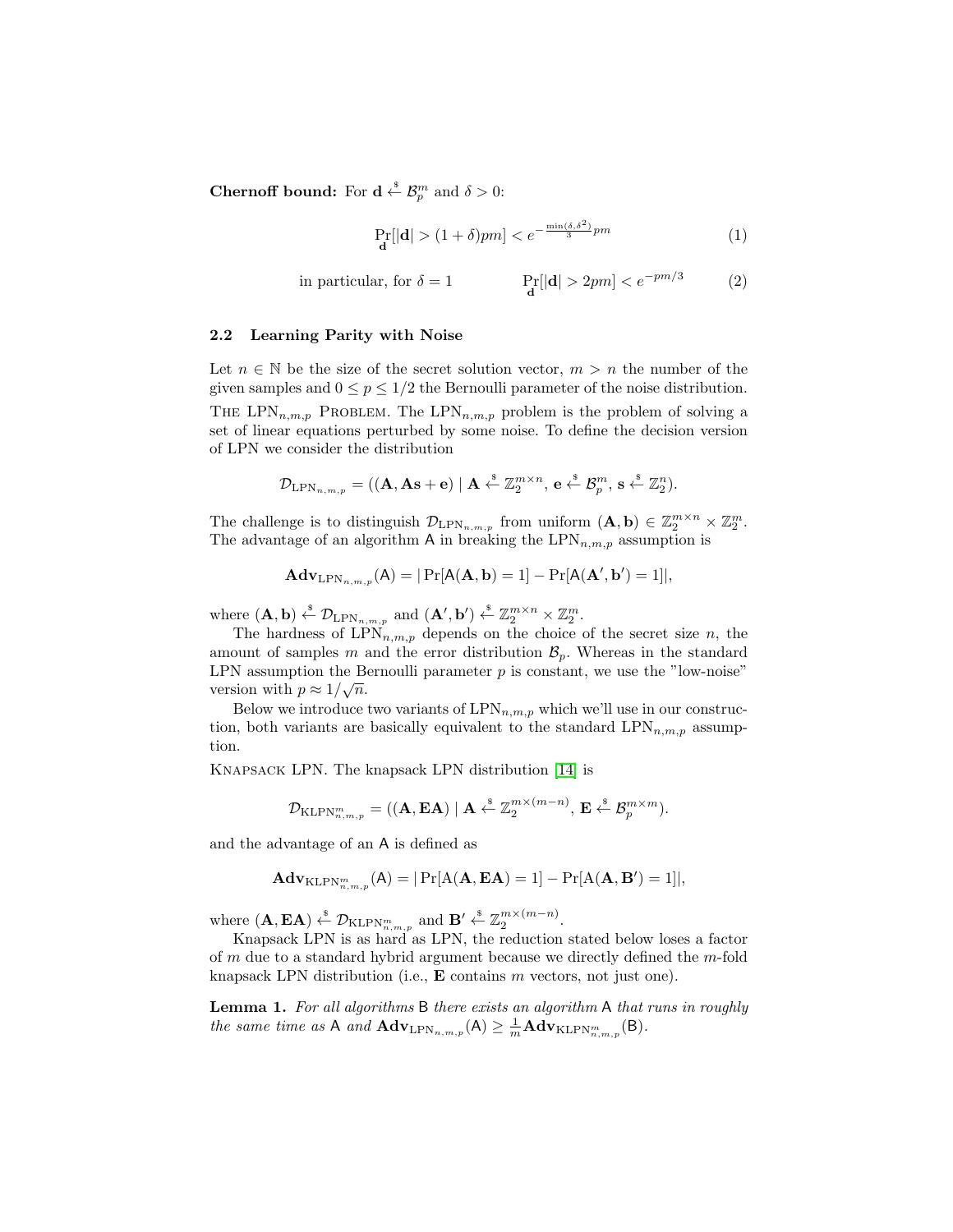**Chernoff bound:** For $\mathbf{d} \xleftarrow{\$} \mathcal{B}_p^m$ and $\delta > 0$:

$$\Pr_{\mathbf{d}}[|\mathbf{d}| > (1+\delta)pm] < e^{-\frac{\min(\delta,\delta^2)}{3}pm} \tag{1}$$

$$\text{in particular, for } \delta = 1 \qquad \Pr_{\mathbf{d}}[|\mathbf{d}| > 2pm] < e^{-pm/3} \tag{2}$$

### 2.2 Learning Parity with Noise

Let $n \in \mathbb{N}$ be the size of the secret solution vector, $m > n$ the number of the given samples and $0 \leq p \leq 1/2$ the Bernoulli parameter of the noise distribution.

The $\mathrm{LPN}_{n,m,p}$ Problem. The $\mathrm{LPN}_{n,m,p}$ problem is the problem of solving a set of linear equations perturbed by some noise. To define the decision version of LPN we consider the distribution

$$\mathcal{D}_{\mathrm{LPN}_{n,m,p}} = ((\mathbf{A}, \mathbf{A}\mathbf{s} + \mathbf{e}) \mid \mathbf{A} \xleftarrow{\$} \mathbb{Z}_2^{m\times n},\ \mathbf{e} \xleftarrow{\$} \mathcal{B}_p^m,\ \mathbf{s} \xleftarrow{\$} \mathbb{Z}_2^n).$$

The challenge is to distinguish $\mathcal{D}_{\mathrm{LPN}_{n,m,p}}$ from uniform $(\mathbf{A}, \mathbf{b}) \in \mathbb{Z}_2^{m\times n} \times \mathbb{Z}_2^m$. The advantage of an algorithm $\mathsf{A}$ in breaking the $\mathrm{LPN}_{n,m,p}$ assumption is

$$\mathbf{Adv}_{\mathrm{LPN}_{n,m,p}}(\mathsf{A}) = |\Pr[\mathsf{A}(\mathbf{A}, \mathbf{b}) = 1] - \Pr[\mathsf{A}(\mathbf{A}', \mathbf{b}') = 1]|,$$

where $(\mathbf{A}, \mathbf{b}) \xleftarrow{\$} \mathcal{D}_{\mathrm{LPN}_{n,m,p}}$ and $(\mathbf{A}', \mathbf{b}') \xleftarrow{\$} \mathbb{Z}_2^{m\times n} \times \mathbb{Z}_2^m$.

The hardness of $\mathrm{LPN}_{n,m,p}$ depends on the choice of the secret size $n$, the amount of samples $m$ and the error distribution $\mathcal{B}_p$. Whereas in the standard LPN assumption the Bernoulli parameter $p$ is constant, we use the "low-noise" version with $p \approx 1/\sqrt{n}$.

Below we introduce two variants of $\mathrm{LPN}_{n,m,p}$ which we'll use in our construction, both variants are basically equivalent to the standard $\mathrm{LPN}_{n,m,p}$ assumption.

Knapsack LPN. The knapsack LPN distribution [14] is

$$\mathcal{D}_{\mathrm{KLPN}^m_{n,m,p}} = ((\mathbf{A}, \mathbf{E}\mathbf{A}) \mid \mathbf{A} \xleftarrow{\$} \mathbb{Z}_2^{m\times(m-n)},\ \mathbf{E} \xleftarrow{\$} \mathcal{B}_p^{m\times m}).$$

and the advantage of an $\mathsf{A}$ is defined as

$$\mathbf{Adv}_{\mathrm{KLPN}^m_{n,m,p}}(\mathsf{A}) = |\Pr[\mathrm{A}(\mathbf{A}, \mathbf{E}\mathbf{A}) = 1] - \Pr[\mathrm{A}(\mathbf{A}, \mathbf{B}') = 1]|,$$

where $(\mathbf{A}, \mathbf{E}\mathbf{A}) \xleftarrow{\$} \mathcal{D}_{\mathrm{KLPN}^m_{n,m,p}}$ and $\mathbf{B}' \xleftarrow{\$} \mathbb{Z}_2^{m\times(m-n)}$.

Knapsack LPN is as hard as LPN, the reduction stated below loses a factor of $m$ due to a standard hybrid argument because we directly defined the $m$-fold knapsack LPN distribution (i.e., $\mathbf{E}$ contains $m$ vectors, not just one).

**Lemma 1.** *For all algorithms $\mathsf{B}$ there exists an algorithm $\mathsf{A}$ that runs in roughly the same time as $\mathsf{A}$ and $\mathbf{Adv}_{\mathrm{LPN}_{n,m,p}}(\mathsf{A}) \geq \frac{1}{m}\mathbf{Adv}_{\mathrm{KLPN}^m_{n,m,p}}(\mathsf{B})$.*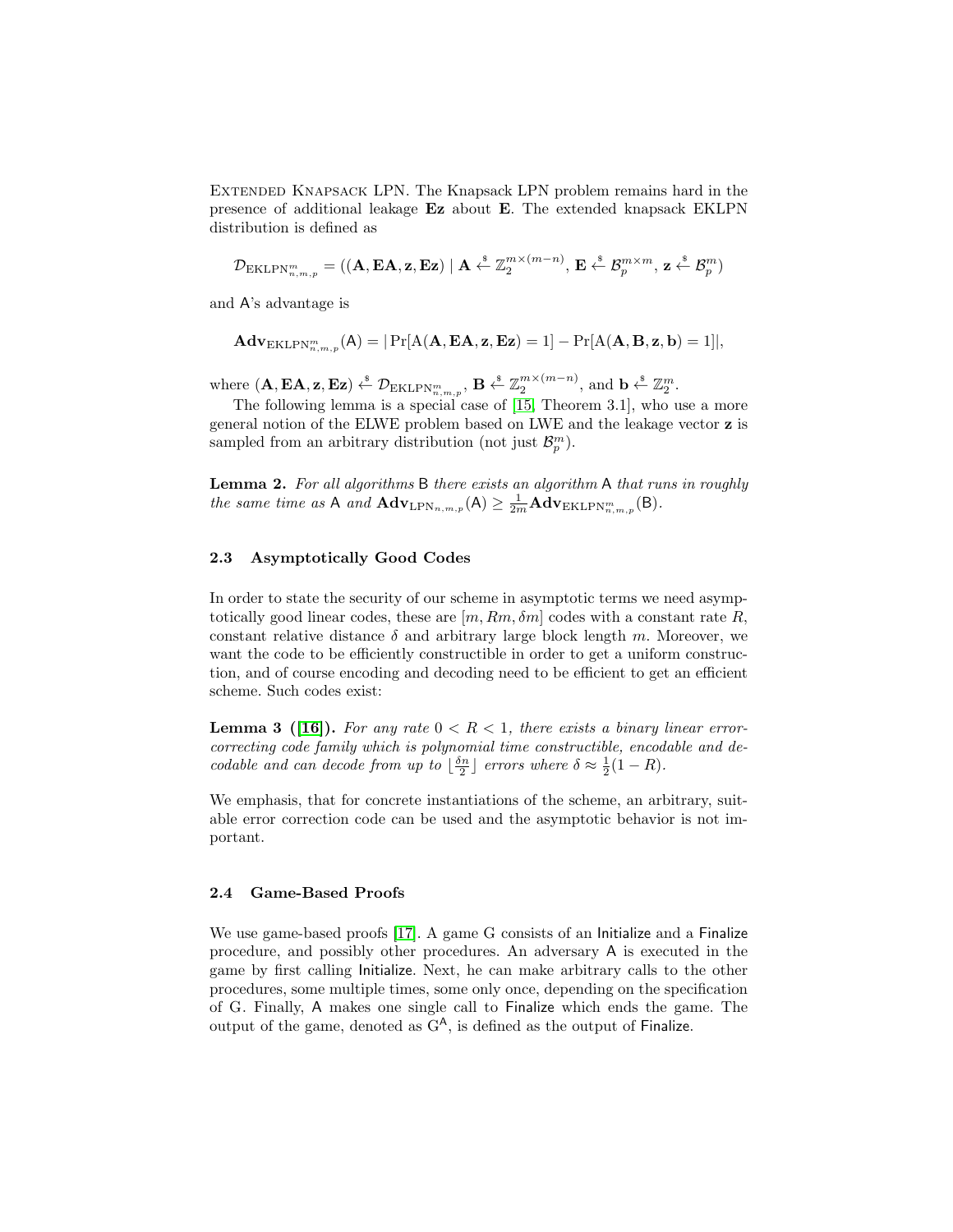Extended Knapsack LPN. The Knapsack LPN problem remains hard in the presence of additional leakage $\mathbf{Ez}$ about $\mathbf{E}$. The extended knapsack EKLPN distribution is defined as

$$\mathcal{D}_{\mathrm{EKLPN}^m_{n,m,p}} = ((\mathbf{A}, \mathbf{EA}, \mathbf{z}, \mathbf{Ez}) \mid \mathbf{A} \xleftarrow{\$} \mathbb{Z}_2^{m\times(m-n)},\ \mathbf{E} \xleftarrow{\$} \mathcal{B}_p^{m\times m},\ \mathbf{z} \xleftarrow{\$} \mathcal{B}_p^m)$$

and $\mathsf{A}$'s advantage is

$$\mathbf{Adv}_{\mathrm{EKLPN}^m_{n,m,p}}(\mathsf{A}) = |\Pr[\mathsf{A}(\mathbf{A}, \mathbf{EA}, \mathbf{z}, \mathbf{Ez}) = 1] - \Pr[\mathsf{A}(\mathbf{A}, \mathbf{B}, \mathbf{z}, \mathbf{b}) = 1]|,$$

where $(\mathbf{A}, \mathbf{EA}, \mathbf{z}, \mathbf{Ez}) \xleftarrow{\$} \mathcal{D}_{\mathrm{EKLPN}^m_{n,m,p}}$, $\mathbf{B} \xleftarrow{\$} \mathbb{Z}_2^{m\times(m-n)}$, and $\mathbf{b} \xleftarrow{\$} \mathbb{Z}_2^m$.

The following lemma is a special case of [15, Theorem 3.1], who use a more general notion of the ELWE problem based on LWE and the leakage vector $\mathbf{z}$ is sampled from an arbitrary distribution (not just $\mathcal{B}_p^m$).

**Lemma 2.** *For all algorithms* $\mathsf{B}$ *there exists an algorithm* $\mathsf{A}$ *that runs in roughly the same time as* $\mathsf{A}$ *and* $\mathbf{Adv}_{\mathrm{LPN}_{n,m,p}}(\mathsf{A}) \geq \frac{1}{2m}\mathbf{Adv}_{\mathrm{EKLPN}^m_{n,m,p}}(\mathsf{B})$.

### 2.3 Asymptotically Good Codes

In order to state the security of our scheme in asymptotic terms we need asymptotically good linear codes, these are $[m, Rm, \delta m]$ codes with a constant rate $R$, constant relative distance $\delta$ and arbitrary large block length $m$. Moreover, we want the code to be efficiently constructible in order to get a uniform construction, and of course encoding and decoding need to be efficient to get an efficient scheme. Such codes exist:

**Lemma 3 ([16]).** *For any rate* $0 < R < 1$, *there exists a binary linear error-correcting code family which is polynomial time constructible, encodable and decodable and can decode from up to* $\lfloor \frac{\delta n}{2} \rfloor$ *errors where* $\delta \approx \frac{1}{2}(1 - R)$.

We emphasis, that for concrete instantiations of the scheme, an arbitrary, suitable error correction code can be used and the asymptotic behavior is not important.

### 2.4 Game-Based Proofs

We use game-based proofs [17]. A game G consists of an $\mathsf{Initialize}$ and a $\mathsf{Finalize}$ procedure, and possibly other procedures. An adversary $\mathsf{A}$ is executed in the game by first calling $\mathsf{Initialize}$. Next, he can make arbitrary calls to the other procedures, some multiple times, some only once, depending on the specification of G. Finally, $\mathsf{A}$ makes one single call to $\mathsf{Finalize}$ which ends the game. The output of the game, denoted as $\mathrm{G}^{\mathsf{A}}$, is defined as the output of $\mathsf{Finalize}$.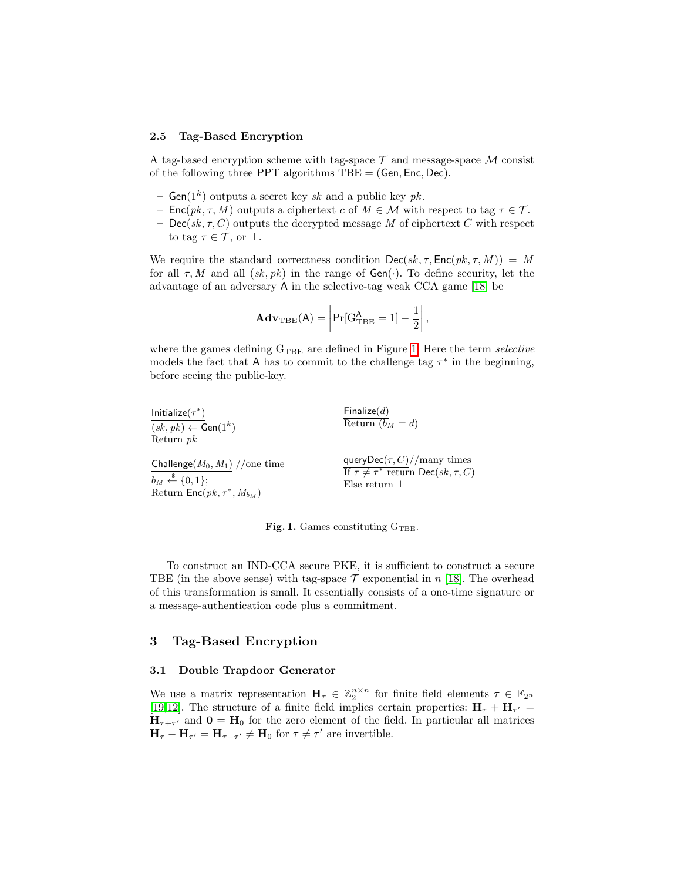### 2.5 Tag-Based Encryption

A tag-based encryption scheme with tag-space $\mathcal{T}$ and message-space $\mathcal{M}$ consist of the following three PPT algorithms TBE = $(\mathsf{Gen}, \mathsf{Enc}, \mathsf{Dec})$.

- $\mathsf{Gen}(1^k)$ outputs a secret key $sk$ and a public key $pk$.
- $\mathsf{Enc}(pk, \tau, M)$ outputs a ciphertext $c$ of $M \in \mathcal{M}$ with respect to tag $\tau \in \mathcal{T}$.
- $\mathsf{Dec}(sk, \tau, C)$ outputs the decrypted message $M$ of ciphertext $C$ with respect to tag $\tau \in \mathcal{T}$, or $\perp$.

We require the standard correctness condition $\mathsf{Dec}(sk, \tau, \mathsf{Enc}(pk, \tau, M)) = M$ for all $\tau, M$ and all $(sk, pk)$ in the range of $\mathsf{Gen}(\cdot)$. To define security, let the advantage of an adversary $\mathsf{A}$ in the selective-tag weak CCA game [18] be

$$\mathbf{Adv}_{\mathrm{TBE}}(\mathsf{A}) = \left| \Pr[\mathrm{G}_{\mathrm{TBE}}^{\mathsf{A}} = 1] - \frac{1}{2} \right|,$$

where the games defining $\mathrm{G}_{\mathrm{TBE}}$ are defined in Figure 1. Here the term *selective* models the fact that $\mathsf{A}$ has to commit to the challenge tag $\tau^*$ in the beginning, before seeing the public-key.

```
Initialize(τ*)                        Finalize(d)
(sk, pk) ← Gen(1^k)                   Return (b_M = d)
Return pk

Challenge(M_0, M_1) //one time        queryDec(τ, C)//many times
b_M ←$ {0, 1};                        If τ ≠ τ* return Dec(sk, τ, C)
Return Enc(pk, τ*, M_{b_M})           Else return ⊥
```

**Fig. 1.** Games constituting $\mathrm{G}_{\mathrm{TBE}}$.

To construct an IND-CCA secure PKE, it is sufficient to construct a secure TBE (in the above sense) with tag-space $\mathcal{T}$ exponential in $n$ [18]. The overhead of this transformation is small. It essentially consists of a one-time signature or a message-authentication code plus a commitment.

## 3 Tag-Based Encryption

### 3.1 Double Trapdoor Generator

We use a matrix representation $\mathbf{H}_\tau \in \mathbb{Z}_2^{n \times n}$ for finite field elements $\tau \in \mathbb{F}_{2^n}$ [19,12]. The structure of a finite field implies certain properties: $\mathbf{H}_\tau + \mathbf{H}_{\tau'} = \mathbf{H}_{\tau+\tau'}$ and $\mathbf{0} = \mathbf{H}_0$ for the zero element of the field. In particular all matrices $\mathbf{H}_\tau - \mathbf{H}_{\tau'} = \mathbf{H}_{\tau-\tau'} \neq \mathbf{H}_0$ for $\tau \neq \tau'$ are invertible.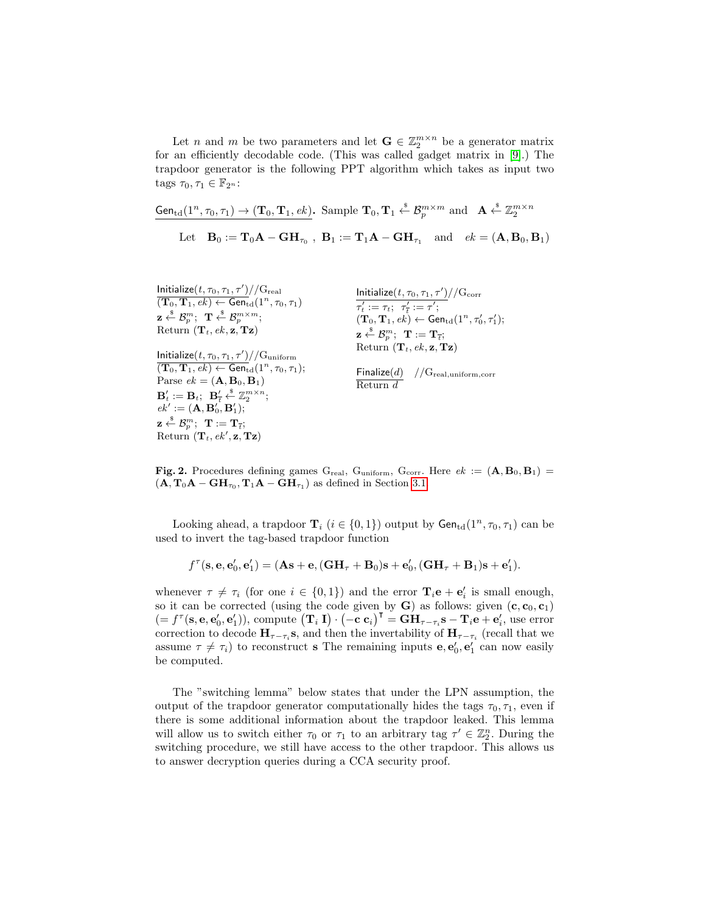Let $n$ and $m$ be two parameters and let $\mathbf{G} \in \mathbb{Z}_2^{m\times n}$ be a generator matrix for an efficiently decodable code. (This was called gadget matrix in [9].) The trapdoor generator is the following PPT algorithm which takes as input two tags $\tau_0, \tau_1 \in \mathbb{F}_{2^n}$:

$\underline{\mathsf{Gen}_{\rm td}(1^n, \tau_0, \tau_1) \to (\mathbf{T}_0, \mathbf{T}_1, ek)}$**.** Sample $\mathbf{T}_0, \mathbf{T}_1 \xleftarrow{\$} \mathcal{B}_p^{m\times m}$ and $\mathbf{A} \xleftarrow{\$} \mathbb{Z}_2^{m\times n}$

Let $\mathbf{B}_0 := \mathbf{T}_0\mathbf{A} - \mathbf{G}\mathbf{H}_{\tau_0}$ , $\mathbf{B}_1 := \mathbf{T}_1\mathbf{A} - \mathbf{G}\mathbf{H}_{\tau_1}$ and $ek = (\mathbf{A}, \mathbf{B}_0, \mathbf{B}_1)$

$\underline{\mathsf{Initialize}(t, \tau_0, \tau_1, \tau')}$ //$\mathrm{G}_{\rm real}$
$(\mathbf{T}_0, \mathbf{T}_1, ek) \leftarrow \mathsf{Gen}_{\rm td}(1^n, \tau_0, \tau_1)$
$\mathbf{z} \xleftarrow{\$} \mathcal{B}_p^m$; $\mathbf{T} \xleftarrow{\$} \mathcal{B}_p^{m\times m}$;
Return $(\mathbf{T}_t, ek, \mathbf{z}, \mathbf{Tz})$

$\underline{\mathsf{Initialize}(t, \tau_0, \tau_1, \tau')}$ //$\mathrm{G}_{\rm uniform}$
$(\mathbf{T}_0, \mathbf{T}_1, ek) \leftarrow \mathsf{Gen}_{\rm td}(1^n, \tau_0, \tau_1)$;
Parse $ek = (\mathbf{A}, \mathbf{B}_0, \mathbf{B}_1)$
$\mathbf{B}'_t := \mathbf{B}_t$; $\mathbf{B}'_{\bar{t}} \xleftarrow{\$} \mathbb{Z}_2^{m\times n}$;
$ek' := (\mathbf{A}, \mathbf{B}'_0, \mathbf{B}'_1)$;
$\mathbf{z} \xleftarrow{\$} \mathcal{B}_p^m$; $\mathbf{T} := \mathbf{T}_{\bar{t}}$;
Return $(\mathbf{T}_t, ek', \mathbf{z}, \mathbf{Tz})$

$\underline{\mathsf{Initialize}(t, \tau_0, \tau_1, \tau')}$ //$\mathrm{G}_{\rm corr}$
$\tau'_t := \tau_t$; $\tau'_{\bar{t}} := \tau'$;
$(\mathbf{T}_0, \mathbf{T}_1, ek) \leftarrow \mathsf{Gen}_{\rm td}(1^n, \tau'_0, \tau'_1)$;
$\mathbf{z} \xleftarrow{\$} \mathcal{B}_p^m$; $\mathbf{T} := \mathbf{T}_{\bar{t}}$;
Return $(\mathbf{T}_t, ek, \mathbf{z}, \mathbf{Tz})$

$\underline{\mathsf{Finalize}(d)}$ //$\mathrm{G}_{\rm real, uniform, corr}$
Return $d$

**Fig. 2.** Procedures defining games $\mathrm{G}_{\rm real}$, $\mathrm{G}_{\rm uniform}$, $\mathrm{G}_{\rm corr}$. Here $ek := (\mathbf{A}, \mathbf{B}_0, \mathbf{B}_1) = (\mathbf{A}, \mathbf{T}_0\mathbf{A} - \mathbf{G}\mathbf{H}_{\tau_0}, \mathbf{T}_1\mathbf{A} - \mathbf{G}\mathbf{H}_{\tau_1})$ as defined in Section 3.1

Looking ahead, a trapdoor $\mathbf{T}_i$ ($i \in \{0,1\}$) output by $\mathsf{Gen}_{\rm td}(1^n, \tau_0, \tau_1)$ can be used to invert the tag-based trapdoor function

$$f^\tau(\mathbf{s}, \mathbf{e}, \mathbf{e}'_0, \mathbf{e}'_1) = (\mathbf{A}\mathbf{s} + \mathbf{e}, (\mathbf{G}\mathbf{H}_\tau + \mathbf{B}_0)\mathbf{s} + \mathbf{e}'_0, (\mathbf{G}\mathbf{H}_\tau + \mathbf{B}_1)\mathbf{s} + \mathbf{e}'_1).$$

whenever $\tau \neq \tau_i$ (for one $i \in \{0,1\}$) and the error $\mathbf{T}_i\mathbf{e} + \mathbf{e}'_i$ is small enough, so it can be corrected (using the code given by $\mathbf{G}$) as follows: given $(\mathbf{c}, \mathbf{c}_0, \mathbf{c}_1)$ $(= f^\tau(\mathbf{s}, \mathbf{e}, \mathbf{e}'_0, \mathbf{e}'_1))$, compute $(\mathbf{T}_i \; \mathbf{I}) \cdot (-\mathbf{c} \; \mathbf{c}_i)^\intercal = \mathbf{G}\mathbf{H}_{\tau-\tau_i}\mathbf{s} - \mathbf{T}_i\mathbf{e} + \mathbf{e}'_i$, use error correction to decode $\mathbf{H}_{\tau-\tau_i}\mathbf{s}$, and then the invertability of $\mathbf{H}_{\tau-\tau_i}$ (recall that we assume $\tau \neq \tau_i$) to reconstruct $\mathbf{s}$ The remaining inputs $\mathbf{e}, \mathbf{e}'_0, \mathbf{e}'_1$ can now easily be computed.

The "switching lemma" below states that under the LPN assumption, the output of the trapdoor generator computationally hides the tags $\tau_0, \tau_1$, even if there is some additional information about the trapdoor leaked. This lemma will allow us to switch either $\tau_0$ or $\tau_1$ to an arbitrary tag $\tau' \in \mathbb{Z}_2^n$. During the switching procedure, we still have access to the other trapdoor. This allows us to answer decryption queries during a CCA security proof.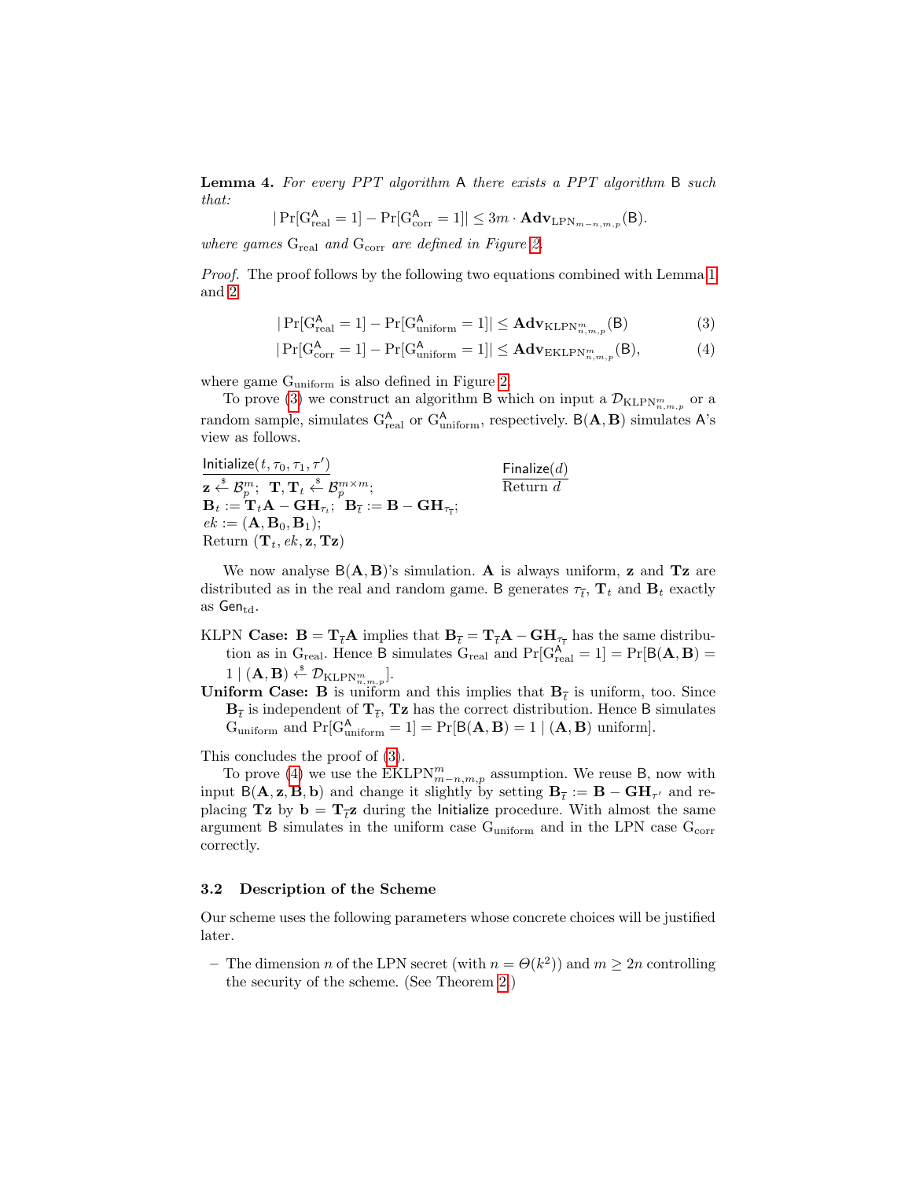**Lemma 4.** *For every PPT algorithm* $\mathsf{A}$ *there exists a PPT algorithm* $\mathsf{B}$ *such that:*

$$|\Pr[\mathrm{G}^{\mathsf{A}}_{\mathrm{real}} = 1] - \Pr[\mathrm{G}^{\mathsf{A}}_{\mathrm{corr}} = 1]| \leq 3m \cdot \mathbf{Adv}_{\mathrm{LPN}_{m-n,m,p}}(\mathsf{B}).$$

*where games* $\mathrm{G}_{\mathrm{real}}$ *and* $\mathrm{G}_{\mathrm{corr}}$ *are defined in Figure 2.*

*Proof.* The proof follows by the following two equations combined with Lemma 1 and 2

$$|\Pr[\mathrm{G}^{\mathsf{A}}_{\mathrm{real}} = 1] - \Pr[\mathrm{G}^{\mathsf{A}}_{\mathrm{uniform}} = 1]| \leq \mathbf{Adv}_{\mathrm{KLPN}^{m}_{n,m,p}}(\mathsf{B}) \tag{3}$$

$$|\Pr[\mathrm{G}^{\mathsf{A}}_{\mathrm{corr}} = 1] - \Pr[\mathrm{G}^{\mathsf{A}}_{\mathrm{uniform}} = 1]| \leq \mathbf{Adv}_{\mathrm{EKLPN}^{m}_{n,m,p}}(\mathsf{B}), \tag{4}$$

where game $\mathrm{G}_{\mathrm{uniform}}$ is also defined in Figure 2.

To prove (3) we construct an algorithm $\mathsf{B}$ which on input a $\mathcal{D}_{\mathrm{KLPN}^{m}_{n,m,p}}$ or a random sample, simulates $\mathrm{G}^{\mathsf{A}}_{\mathrm{real}}$ or $\mathrm{G}^{\mathsf{A}}_{\mathrm{uniform}}$, respectively. $\mathsf{B}(\mathbf{A}, \mathbf{B})$ simulates $\mathsf{A}$'s view as follows.

<u>Initialize$(t, \tau_0, \tau_1, \tau')$</u>
$\mathbf{z} \xleftarrow{\$} \mathcal{B}^{m}_{p}$; $\mathbf{T}, \mathbf{T}_t \xleftarrow{\$} \mathcal{B}^{m\times m}_{p}$;
$\mathbf{B}_t := \mathbf{T}_t\mathbf{A} - \mathbf{G}\mathbf{H}_{\tau_t}$; $\mathbf{B}_{\overline{t}} := \mathbf{B} - \mathbf{G}\mathbf{H}_{\tau_{\overline{t}}}$;
$ek := (\mathbf{A}, \mathbf{B}_0, \mathbf{B}_1)$;
Return $(\mathbf{T}_t, ek, \mathbf{z}, \mathbf{T}\mathbf{z})$

<u>Finalize$(d)$</u>
Return $d$

We now analyse $\mathsf{B}(\mathbf{A}, \mathbf{B})$'s simulation. $\mathbf{A}$ is always uniform, $\mathbf{z}$ and $\mathbf{T}\mathbf{z}$ are distributed as in the real and random game. $\mathsf{B}$ generates $\tau_{\overline{t}}$, $\mathbf{T}_t$ and $\mathbf{B}_t$ exactly as $\mathsf{Gen}_{\mathrm{td}}$.

KLPN **Case:** $\mathbf{B} = \mathbf{T}_{\overline{t}}\mathbf{A}$ implies that $\mathbf{B}_{\overline{t}} = \mathbf{T}_{\overline{t}}\mathbf{A} - \mathbf{G}\mathbf{H}_{\tau_{\overline{t}}}$ has the same distribution as in $\mathrm{G}_{\mathrm{real}}$. Hence $\mathsf{B}$ simulates $\mathrm{G}_{\mathrm{real}}$ and $\Pr[\mathrm{G}^{\mathsf{A}}_{\mathrm{real}} = 1] = \Pr[\mathsf{B}(\mathbf{A}, \mathbf{B}) = 1 \mid (\mathbf{A}, \mathbf{B}) \xleftarrow{\$} \mathcal{D}_{\mathrm{KLPN}^{m}_{n,m,p}}]$.

**Uniform Case:** $\mathbf{B}$ is uniform and this implies that $\mathbf{B}_{\overline{t}}$ is uniform, too. Since $\mathbf{B}_{\overline{t}}$ is independent of $\mathbf{T}_{\overline{t}}$, $\mathbf{T}\mathbf{z}$ has the correct distribution. Hence $\mathsf{B}$ simulates $\mathrm{G}_{\mathrm{uniform}}$ and $\Pr[\mathrm{G}^{\mathsf{A}}_{\mathrm{uniform}} = 1] = \Pr[\mathsf{B}(\mathbf{A}, \mathbf{B}) = 1 \mid (\mathbf{A}, \mathbf{B})$ uniform$]$.

This concludes the proof of (3).

To prove (4) we use the $\mathrm{EKLPN}^{m}_{m-n,m,p}$ assumption. We reuse $\mathsf{B}$, now with input $\mathsf{B}(\mathbf{A}, \mathbf{z}, \mathbf{B}, \mathbf{b})$ and change it slightly by setting $\mathbf{B}_{\overline{t}} := \mathbf{B} - \mathbf{G}\mathbf{H}_{\tau'}$ and replacing $\mathbf{T}\mathbf{z}$ by $\mathbf{b} = \mathbf{T}_{\overline{t}}\mathbf{z}$ during the $\mathsf{Initialize}$ procedure. With almost the same argument $\mathsf{B}$ simulates in the uniform case $\mathrm{G}_{\mathrm{uniform}}$ and in the LPN case $\mathrm{G}_{\mathrm{corr}}$ correctly.

### 3.2 Description of the Scheme

Our scheme uses the following parameters whose concrete choices will be justified later.

- The dimension $n$ of the LPN secret (with $n = \Theta(k^2)$) and $m \geq 2n$ controlling the security of the scheme. (See Theorem 2.)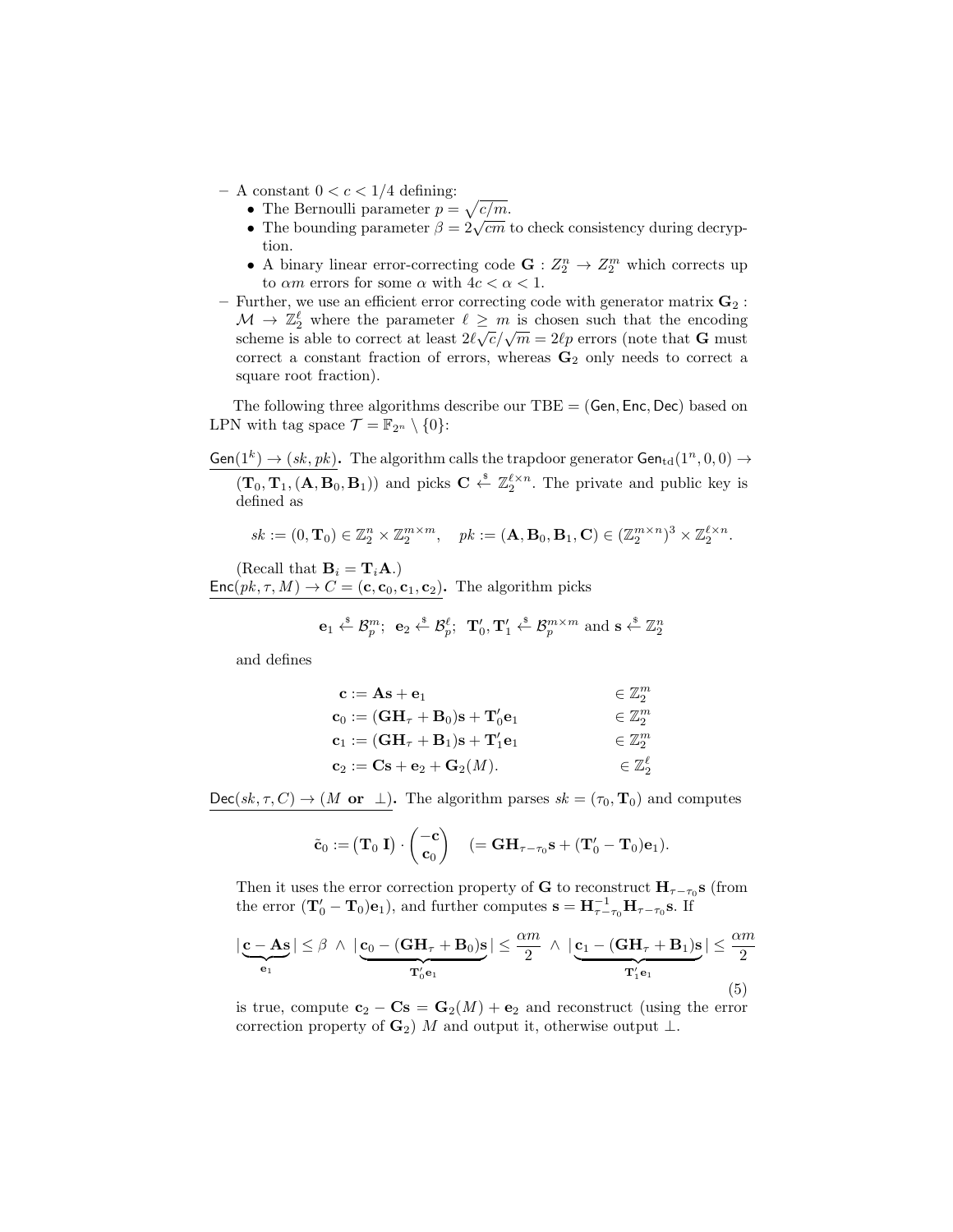– A constant $0 < c < 1/4$ defining:
  - The Bernoulli parameter $p = \sqrt{c/m}$.
  - The bounding parameter $\beta = 2\sqrt{cm}$ to check consistency during decryption.
  - A binary linear error-correcting code $\mathbf{G} : Z_2^n \to Z_2^m$ which corrects up to $\alpha m$ errors for some $\alpha$ with $4c < \alpha < 1$.

– Further, we use an efficient error correcting code with generator matrix $\mathbf{G}_2 : \mathcal{M} \to \mathbb{Z}_2^\ell$ where the parameter $\ell \geq m$ is chosen such that the encoding scheme is able to correct at least $2\ell\sqrt{c}/\sqrt{m} = 2\ell p$ errors (note that $\mathbf{G}$ must correct a constant fraction of errors, whereas $\mathbf{G}_2$ only needs to correct a square root fraction).

The following three algorithms describe our TBE = $(\mathsf{Gen}, \mathsf{Enc}, \mathsf{Dec})$ based on LPN with tag space $\mathcal{T} = \mathbb{F}_{2^n} \setminus \{0\}$:

$\mathsf{Gen}(1^k) \to (sk, pk)$**.** The algorithm calls the trapdoor generator $\mathsf{Gen}_{\mathrm{td}}(1^n, 0, 0) \to (\mathbf{T}_0, \mathbf{T}_1, (\mathbf{A}, \mathbf{B}_0, \mathbf{B}_1))$ and picks $\mathbf{C} \xleftarrow{\$} \mathbb{Z}_2^{\ell \times n}$. The private and public key is defined as

$$sk := (0, \mathbf{T}_0) \in \mathbb{Z}_2^n \times \mathbb{Z}_2^{m \times m}, \quad pk := (\mathbf{A}, \mathbf{B}_0, \mathbf{B}_1, \mathbf{C}) \in (\mathbb{Z}_2^{m \times n})^3 \times \mathbb{Z}_2^{\ell \times n}.$$

(Recall that $\mathbf{B}_i = \mathbf{T}_i \mathbf{A}$.)

$\mathsf{Enc}(pk, \tau, M) \to C = (\mathbf{c}, \mathbf{c}_0, \mathbf{c}_1, \mathbf{c}_2)$**.** The algorithm picks

$$\mathbf{e}_1 \xleftarrow{\$} \mathcal{B}_p^m;\ \ \mathbf{e}_2 \xleftarrow{\$} \mathcal{B}_p^\ell;\ \ \mathbf{T}_0', \mathbf{T}_1' \xleftarrow{\$} \mathcal{B}_p^{m \times m} \text{ and } \mathbf{s} \xleftarrow{\$} \mathbb{Z}_2^n$$

and defines

$$\begin{aligned}
\mathbf{c} &:= \mathbf{A}\mathbf{s} + \mathbf{e}_1 && \in \mathbb{Z}_2^m \\
\mathbf{c}_0 &:= (\mathbf{G}\mathbf{H}_\tau + \mathbf{B}_0)\mathbf{s} + \mathbf{T}_0'\mathbf{e}_1 && \in \mathbb{Z}_2^m \\
\mathbf{c}_1 &:= (\mathbf{G}\mathbf{H}_\tau + \mathbf{B}_1)\mathbf{s} + \mathbf{T}_1'\mathbf{e}_1 && \in \mathbb{Z}_2^m \\
\mathbf{c}_2 &:= \mathbf{C}\mathbf{s} + \mathbf{e}_2 + \mathbf{G}_2(M). && \in \mathbb{Z}_2^\ell
\end{aligned}$$

$\mathsf{Dec}(sk, \tau, C) \to (M \textbf{ or } \perp)$**.** The algorithm parses $sk = (\tau_0, \mathbf{T}_0)$ and computes

$$\tilde{\mathbf{c}}_0 := \begin{pmatrix} \mathbf{T}_0 & \mathbf{I} \end{pmatrix} \cdot \begin{pmatrix} -\mathbf{c} \\ \mathbf{c}_0 \end{pmatrix} \quad (= \mathbf{G}\mathbf{H}_{\tau - \tau_0}\mathbf{s} + (\mathbf{T}_0' - \mathbf{T}_0)\mathbf{e}_1).$$

Then it uses the error correction property of $\mathbf{G}$ to reconstruct $\mathbf{H}_{\tau-\tau_0}\mathbf{s}$ (from the error $(\mathbf{T}_0' - \mathbf{T}_0)\mathbf{e}_1$), and further computes $\mathbf{s} = \mathbf{H}_{\tau-\tau_0}^{-1}\mathbf{H}_{\tau-\tau_0}\mathbf{s}$. If

$$|\underbrace{\mathbf{c} - \mathbf{A}\mathbf{s}}_{\mathbf{e}_1}| \leq \beta \ \wedge\ |\underbrace{\mathbf{c}_0 - (\mathbf{G}\mathbf{H}_\tau + \mathbf{B}_0)\mathbf{s}}_{\mathbf{T}_0'\mathbf{e}_1}| \leq \frac{\alpha m}{2} \ \wedge\ |\underbrace{\mathbf{c}_1 - (\mathbf{G}\mathbf{H}_\tau + \mathbf{B}_1)\mathbf{s}}_{\mathbf{T}_1'\mathbf{e}_1}| \leq \frac{\alpha m}{2} \tag{5}$$

is true, compute $\mathbf{c}_2 - \mathbf{C}\mathbf{s} = \mathbf{G}_2(M) + \mathbf{e}_2$ and reconstruct (using the error correction property of $\mathbf{G}_2$) $M$ and output it, otherwise output $\perp$.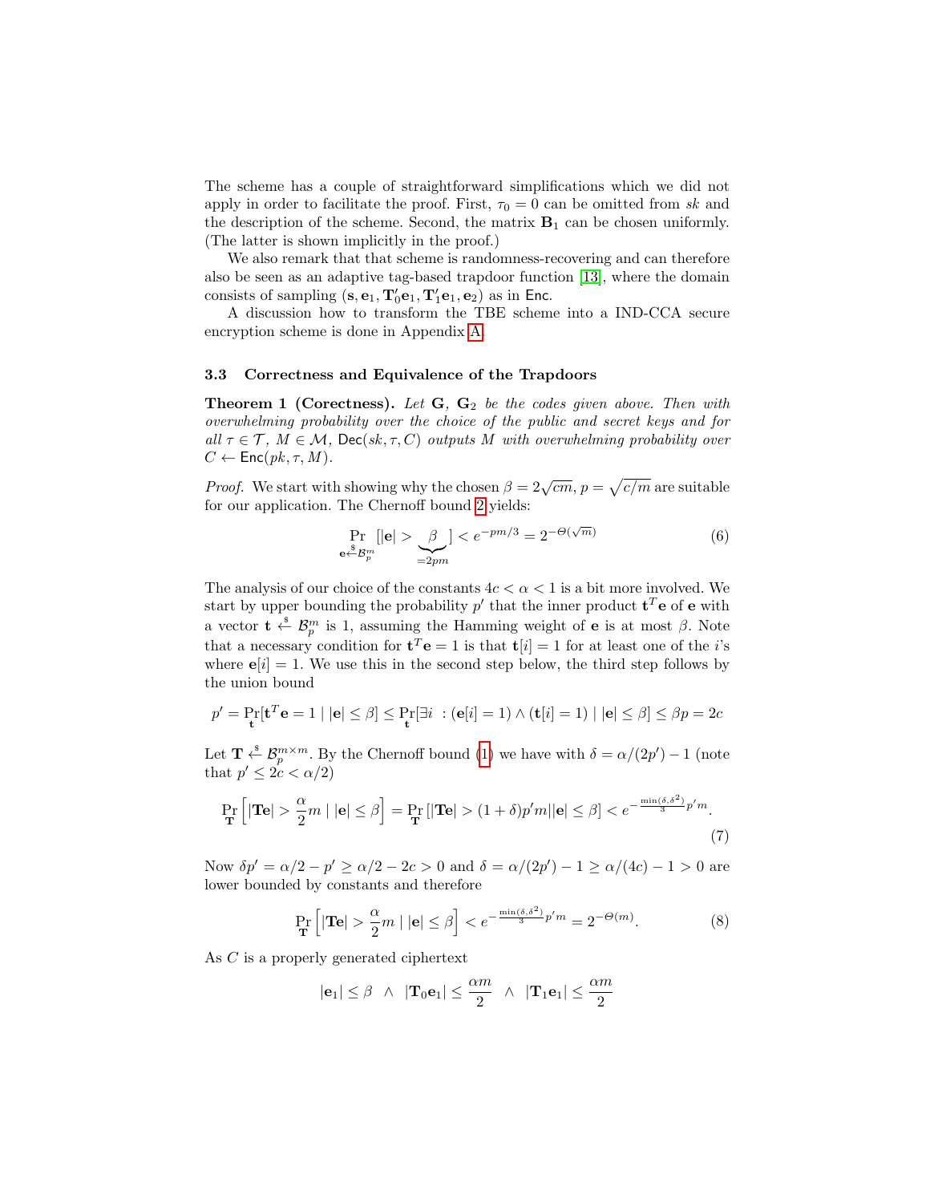The scheme has a couple of straightforward simplifications which we did not apply in order to facilitate the proof. First, $\tau_0 = 0$ can be omitted from $sk$ and the description of the scheme. Second, the matrix $\mathbf{B}_1$ can be chosen uniformly. (The latter is shown implicitly in the proof.)

We also remark that that scheme is randomness-recovering and can therefore also be seen as an adaptive tag-based trapdoor function [13], where the domain consists of sampling $(\mathbf{s}, \mathbf{e}_1, \mathbf{T}'_0\mathbf{e}_1, \mathbf{T}'_1\mathbf{e}_1, \mathbf{e}_2)$ as in $\mathsf{Enc}$.

A discussion how to transform the TBE scheme into a IND-CCA secure encryption scheme is done in Appendix A.

### 3.3 Correctness and Equivalence of the Trapdoors

**Theorem 1 (Corectness).** *Let $\mathbf{G}$, $\mathbf{G}_2$ be the codes given above. Then with overwhelming probability over the choice of the public and secret keys and for all $\tau \in \mathcal{T}$, $M \in \mathcal{M}$, $\mathsf{Dec}(sk, \tau, C)$ outputs $M$ with overwhelming probability over $C \leftarrow \mathsf{Enc}(pk, \tau, M)$.*

*Proof.* We start with showing why the chosen $\beta = 2\sqrt{cm}$, $p = \sqrt{c/m}$ are suitable for our application. The Chernoff bound 2 yields:

$$\Pr_{\mathbf{e} \xleftarrow{\$} \mathcal{B}_p^m}[|\mathbf{e}| > \underbrace{\beta}_{=2pm}] < e^{-pm/3} = 2^{-\Theta(\sqrt{m})} \tag{6}$$

The analysis of our choice of the constants $4c < \alpha < 1$ is a bit more involved. We start by upper bounding the probability $p'$ that the inner product $\mathbf{t}^T\mathbf{e}$ of $\mathbf{e}$ with a vector $\mathbf{t} \xleftarrow{\$} \mathcal{B}_p^m$ is 1, assuming the Hamming weight of $\mathbf{e}$ is at most $\beta$. Note that a necessary condition for $\mathbf{t}^T\mathbf{e} = 1$ is that $\mathbf{t}[i] = 1$ for at least one of the $i$'s where $\mathbf{e}[i] = 1$. We use this in the second step below, the third step follows by the union bound

$$p' = \Pr_{\mathbf{t}}[\mathbf{t}^T\mathbf{e} = 1 \mid |\mathbf{e}| \leq \beta] \leq \Pr_{\mathbf{t}}[\exists i\ : (\mathbf{e}[i] = 1) \wedge (\mathbf{t}[i] = 1) \mid |\mathbf{e}| \leq \beta] \leq \beta p = 2c$$

Let $\mathbf{T} \xleftarrow{\$} \mathcal{B}_p^{m \times m}$. By the Chernoff bound (1) we have with $\delta = \alpha/(2p') - 1$ (note that $p' \leq 2c < \alpha/2$)

$$\Pr_{\mathbf{T}}\left[|\mathbf{Te}| > \frac{\alpha}{2}m \mid |\mathbf{e}| \leq \beta\right] = \Pr_{\mathbf{T}}[|\mathbf{Te}| > (1+\delta)p'm \mid |\mathbf{e}| \leq \beta] < e^{-\frac{\min(\delta,\delta^2)}{3}p'm}. \tag{7}$$

Now $\delta p' = \alpha/2 - p' \geq \alpha/2 - 2c > 0$ and $\delta = \alpha/(2p') - 1 \geq \alpha/(4c) - 1 > 0$ are lower bounded by constants and therefore

$$\Pr_{\mathbf{T}}\left[|\mathbf{Te}| > \frac{\alpha}{2}m \mid |\mathbf{e}| \leq \beta\right] < e^{-\frac{\min(\delta,\delta^2)}{3}p'm} = 2^{-\Theta(m)}. \tag{8}$$

As $C$ is a properly generated ciphertext

$$|\mathbf{e}_1| \leq \beta \ \wedge\ |\mathbf{T}_0\mathbf{e}_1| \leq \frac{\alpha m}{2} \ \wedge\ |\mathbf{T}_1\mathbf{e}_1| \leq \frac{\alpha m}{2}$$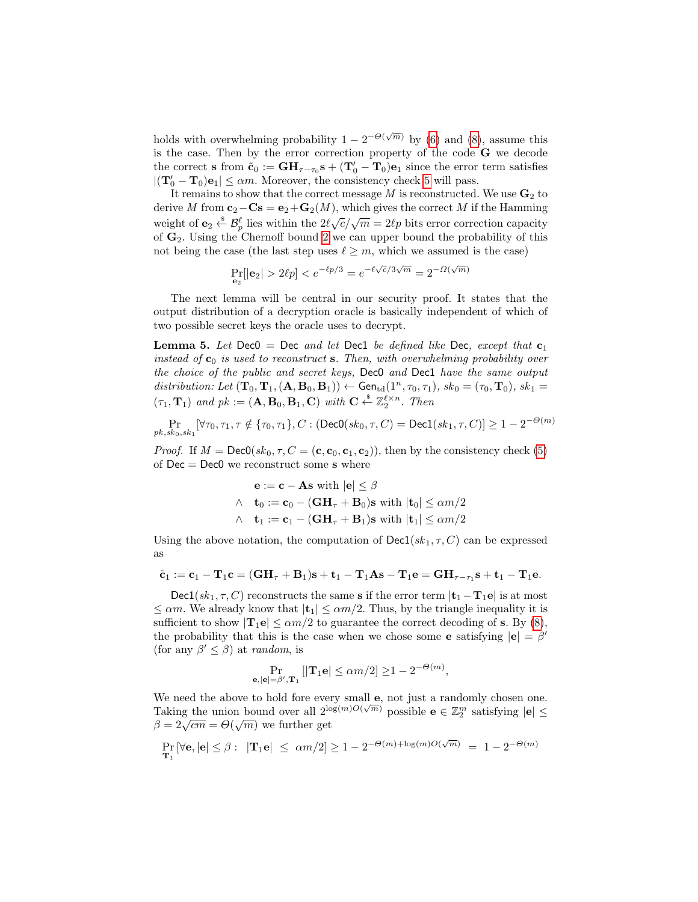holds with overwhelming probability $1 - 2^{-\Theta(\sqrt{m})}$ by (6) and (8), assume this is the case. Then by the error correction property of the code $\mathbf{G}$ we decode the correct $\mathbf{s}$ from $\tilde{\mathbf{c}}_0 := \mathbf{G}\mathbf{H}_{\tau-\tau_0}\mathbf{s} + (\mathbf{T}'_0 - \mathbf{T}_0)\mathbf{e}_1$ since the error term satisfies $|(\mathbf{T}'_0 - \mathbf{T}_0)\mathbf{e}_1| \leq \alpha m$. Moreover, the consistency check 5 will pass.

It remains to show that the correct message $M$ is reconstructed. We use $\mathbf{G}_2$ to derive $M$ from $\mathbf{c}_2 - \mathbf{C}\mathbf{s} = \mathbf{e}_2 + \mathbf{G}_2(M)$, which gives the correct $M$ if the Hamming weight of $\mathbf{e}_2 \xleftarrow{\$} \mathcal{B}_p^\ell$ lies within the $2\ell\sqrt{c}/\sqrt{m} = 2\ell p$ bits error correction capacity of $\mathbf{G}_2$. Using the Chernoff bound 2 we can upper bound the probability of this not being the case (the last step uses $\ell \geq m$, which we assumed is the case)

$$\Pr_{\mathbf{e}_2}[|\mathbf{e}_2| > 2\ell p] < e^{-\ell p/3} = e^{-\ell\sqrt{c}/3\sqrt{m}} = 2^{-\Omega(\sqrt{m})}$$

The next lemma will be central in our security proof. It states that the output distribution of a decryption oracle is basically independent of which of two possible secret keys the oracle uses to decrypt.

**Lemma 5.** *Let* $\mathsf{Dec0} = \mathsf{Dec}$ *and let* $\mathsf{Dec1}$ *be defined like* $\mathsf{Dec}$*, except that* $\mathbf{c}_1$ *instead of* $\mathbf{c}_0$ *is used to reconstruct* $\mathbf{s}$*. Then, with overwhelming probability over the choice of the public and secret keys,* $\mathsf{Dec0}$ *and* $\mathsf{Dec1}$ *have the same output distribution: Let* $(\mathbf{T}_0, \mathbf{T}_1, (\mathbf{A}, \mathbf{B}_0, \mathbf{B}_1)) \leftarrow \mathsf{Gen}_{\mathrm{td}}(1^n, \tau_0, \tau_1)$*,* $sk_0 = (\tau_0, \mathbf{T}_0)$*,* $sk_1 = (\tau_1, \mathbf{T}_1)$ *and* $pk := (\mathbf{A}, \mathbf{B}_0, \mathbf{B}_1, \mathbf{C})$ *with* $\mathbf{C} \xleftarrow{\$} \mathbb{Z}_2^{\ell \times n}$*. Then*

$$\Pr_{pk, sk_0, sk_1}[\forall \tau_0, \tau_1, \tau \notin \{\tau_0, \tau_1\}, C : (\mathsf{Dec0}(sk_0, \tau, C) = \mathsf{Dec1}(sk_1, \tau, C)] \geq 1 - 2^{-\Theta(m)}$$

*Proof.* If $M = \mathsf{Dec0}(sk_0, \tau, C = (\mathbf{c}, \mathbf{c}_0, \mathbf{c}_1, \mathbf{c}_2))$, then by the consistency check (5) of $\mathsf{Dec} = \mathsf{Dec0}$ we reconstruct some $\mathbf{s}$ where

$$\begin{aligned} &\mathbf{e} := \mathbf{c} - \mathbf{A}\mathbf{s} \text{ with } |\mathbf{e}| \leq \beta \\ \wedge\quad &\mathbf{t}_0 := \mathbf{c}_0 - (\mathbf{G}\mathbf{H}_\tau + \mathbf{B}_0)\mathbf{s} \text{ with } |\mathbf{t}_0| \leq \alpha m/2 \\ \wedge\quad &\mathbf{t}_1 := \mathbf{c}_1 - (\mathbf{G}\mathbf{H}_\tau + \mathbf{B}_1)\mathbf{s} \text{ with } |\mathbf{t}_1| \leq \alpha m/2 \end{aligned}$$

Using the above notation, the computation of $\mathsf{Dec1}(sk_1, \tau, C)$ can be expressed as

$$\tilde{\mathbf{c}}_1 := \mathbf{c}_1 - \mathbf{T}_1\mathbf{c} = (\mathbf{G}\mathbf{H}_\tau + \mathbf{B}_1)\mathbf{s} + \mathbf{t}_1 - \mathbf{T}_1\mathbf{A}\mathbf{s} - \mathbf{T}_1\mathbf{e} = \mathbf{G}\mathbf{H}_{\tau-\tau_1}\mathbf{s} + \mathbf{t}_1 - \mathbf{T}_1\mathbf{e}.$$

$\mathsf{Dec1}(sk_1, \tau, C)$ reconstructs the same $\mathbf{s}$ if the error term $|\mathbf{t}_1 - \mathbf{T}_1\mathbf{e}|$ is at most $\leq \alpha m$. We already know that $|\mathbf{t}_1| \leq \alpha m/2$. Thus, by the triangle inequality it is sufficient to show $|\mathbf{T}_1\mathbf{e}| \leq \alpha m/2$ to guarantee the correct decoding of $\mathbf{s}$. By (8), the probability that this is the case when we chose some $\mathbf{e}$ satisfying $|\mathbf{e}| = \beta'$ (for any $\beta' \leq \beta$) at *random*, is

$$\Pr_{\mathbf{e}, |\mathbf{e}| = \beta', \mathbf{T}_1}[|\mathbf{T}_1\mathbf{e}| \leq \alpha m/2] \geq 1 - 2^{-\Theta(m)},$$

We need the above to hold fore every small $\mathbf{e}$, not just a randomly chosen one. Taking the union bound over all $2^{\log(m)O(\sqrt{m})}$ possible $\mathbf{e} \in \mathbb{Z}_2^m$ satisfying $|\mathbf{e}| \leq \beta = 2\sqrt{cm} = \Theta(\sqrt{m})$ we further get

$$\Pr_{\mathbf{T}_1}[\forall \mathbf{e}, |\mathbf{e}| \leq \beta : \ |\mathbf{T}_1\mathbf{e}| \ \leq \ \alpha m/2] \geq 1 - 2^{-\Theta(m) + \log(m)O(\sqrt{m})} \ = \ 1 - 2^{-\Theta(m)}$$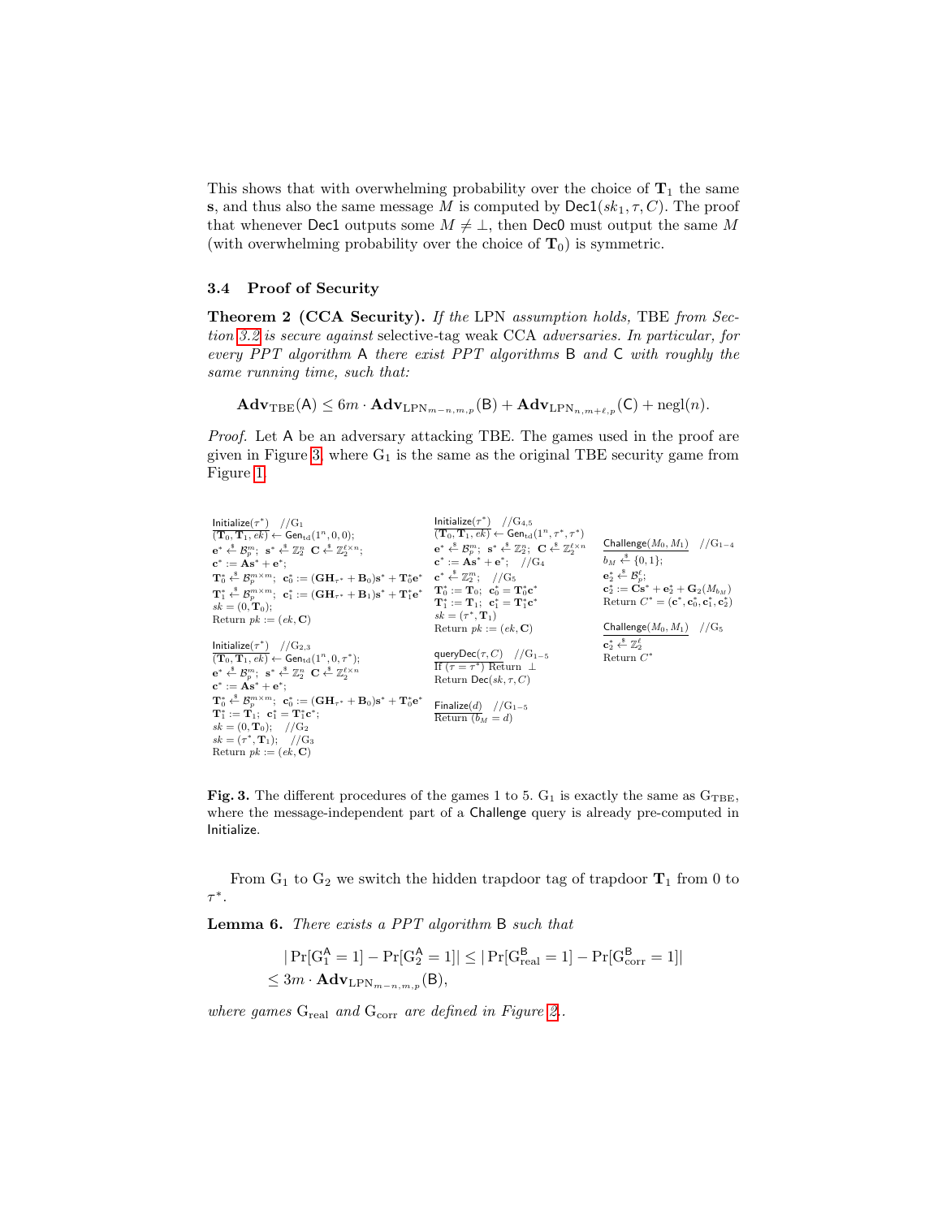This shows that with overwhelming probability over the choice of $\mathbf{T}_1$ the same $\mathbf{s}$, and thus also the same message $M$ is computed by $\mathsf{Dec1}(sk_1, \tau, C)$. The proof that whenever $\mathsf{Dec1}$ outputs some $M \neq \perp$, then $\mathsf{Dec0}$ must output the same $M$ (with overwhelming probability over the choice of $\mathbf{T}_0$) is symmetric.

### 3.4 Proof of Security

**Theorem 2 (CCA Security).** *If the* LPN *assumption holds,* TBE *from Section 3.2 is secure against* selective-tag weak CCA *adversaries. In particular, for every PPT algorithm* $\mathsf{A}$ *there exist PPT algorithms* $\mathsf{B}$ *and* $\mathsf{C}$ *with roughly the same running time, such that:*

$$\mathbf{Adv}_{\mathrm{TBE}}(\mathsf{A}) \leq 6m \cdot \mathbf{Adv}_{\mathrm{LPN}_{m-n,m,p}}(\mathsf{B}) + \mathbf{Adv}_{\mathrm{LPN}_{n,m+\ell,p}}(\mathsf{C}) + \mathrm{negl}(n).$$

*Proof.* Let $\mathsf{A}$ be an adversary attacking TBE. The games used in the proof are given in Figure 3, where $\mathrm{G}_1$ is the same as the original TBE security game from Figure 1.

```
Initialize(τ*)   //G1
(T0, T1, ek) ← Gen_td(1^n, 0, 0);
e* ←$ B_p^m;  s* ←$ Z_2^n  C ←$ Z_2^{ℓ×n};
c* := A s* + e*;
T0* ←$ B_p^{m×m};  c0* := (G H_{τ*} + B0) s* + T0* e*
T1* ←$ B_p^{m×m};  c1* := (G H_{τ*} + B1) s* + T1* e*
sk = (0, T0);
Return pk := (ek, C)

Initialize(τ*)   //G2,3
(T0, T1, ek) ← Gen_td(1^n, 0, τ*);
e* ←$ B_p^m;  s* ←$ Z_2^n  C ←$ Z_2^{ℓ×n}
c* := A s* + e*;
T0* ←$ B_p^{m×m};  c0* := (G H_{τ*} + B0) s* + T0* e*
T1* := T1;  c1* = T1* c*;
sk = (0, T0);   //G2
sk = (τ*, T1);  //G3
Return pk := (ek, C)

Initialize(τ*)   //G4,5
(T0, T1, ek) ← Gen_td(1^n, τ*, τ*)
e* ←$ B_p^m;  s* ←$ Z_2^n;  C ←$ Z_2^{ℓ×n}
c* := A s* + e*;   //G4
c* ←$ Z_2^m;   //G5
T0* := T0;  c0* = T0* c*
T1* := T1;  c1* = T1* c*
sk = (τ*, T1)
Return pk := (ek, C)

queryDec(τ, C)   //G1-5
If (τ = τ*) Return ⊥
Return Dec(sk, τ, C)

Finalize(d)   //G1-5
Return (b_M = d)

Challenge(M0, M1)   //G1-4
b_M ←$ {0, 1};
e2* ←$ B_p^ℓ;
c2* := C s* + e2* + G2(M_{b_M})
Return C* = (c*, c0*, c1*, c2*)

Challenge(M0, M1)   //G5
c2* ←$ Z_2^ℓ
Return C*
```

**Fig. 3.** The different procedures of the games 1 to 5. $\mathrm{G}_1$ is exactly the same as $\mathrm{G}_{\mathrm{TBE}}$, where the message-independent part of a $\mathsf{Challenge}$ query is already pre-computed in $\mathsf{Initialize}$.

From $\mathrm{G}_1$ to $\mathrm{G}_2$ we switch the hidden trapdoor tag of trapdoor $\mathbf{T}_1$ from 0 to $\tau^*$.

**Lemma 6.** *There exists a PPT algorithm* $\mathsf{B}$ *such that*

$$\begin{aligned} &|\Pr[\mathrm{G}_1^{\mathsf{A}} = 1] - \Pr[\mathrm{G}_2^{\mathsf{A}} = 1]| \leq |\Pr[\mathrm{G}_{\mathrm{real}}^{\mathsf{B}} = 1] - \Pr[\mathrm{G}_{\mathrm{corr}}^{\mathsf{B}} = 1]| \\ &\leq 3m \cdot \mathbf{Adv}_{\mathrm{LPN}_{m-n,m,p}}(\mathsf{B}), \end{aligned}$$

*where games* $\mathrm{G}_{\mathrm{real}}$ *and* $\mathrm{G}_{\mathrm{corr}}$ *are defined in Figure 2.*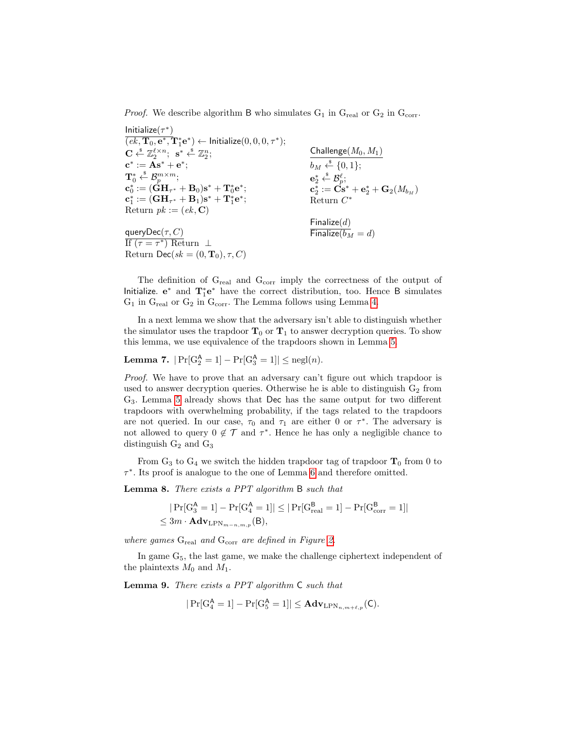*Proof.* We describe algorithm $\mathsf{B}$ who simulates $\mathrm{G}_1$ in $\mathrm{G}_{\mathrm{real}}$ or $\mathrm{G}_2$ in $\mathrm{G}_{\mathrm{corr}}$.

$\underline{\mathsf{Initialize}(\tau^*)}$
$(ek, \mathbf{T}_0, \mathbf{e}^*, \mathbf{T}_1^*\mathbf{e}^*) \leftarrow \mathsf{Initialize}(0, 0, 0, \tau^*)$;
$\mathbf{C} \xleftarrow{\$} \mathbb{Z}_2^{\ell \times n}$; $\mathbf{s}^* \xleftarrow{\$} \mathbb{Z}_2^n$;
$\mathbf{c}^* := \mathbf{A}\mathbf{s}^* + \mathbf{e}^*$;
$\mathbf{T}_0^* \xleftarrow{\$} \mathcal{B}_p^{m \times m}$;
$\mathbf{c}_0^* := (\mathbf{G}\mathbf{H}_{\tau^*} + \mathbf{B}_0)\mathbf{s}^* + \mathbf{T}_0^*\mathbf{e}^*$;
$\mathbf{c}_1^* := (\mathbf{G}\mathbf{H}_{\tau^*} + \mathbf{B}_1)\mathbf{s}^* + \mathbf{T}_1^*\mathbf{e}^*$;
Return $pk := (ek, \mathbf{C})$

$\underline{\mathsf{queryDec}(\tau, C)}$
If $(\tau = \tau^*)$ Return $\perp$
Return $\mathsf{Dec}(sk = (0, \mathbf{T}_0), \tau, C)$

$\underline{\mathsf{Challenge}(M_0, M_1)}$
$b_M \xleftarrow{\$} \{0, 1\}$;
$\mathbf{e}_2^* \xleftarrow{\$} \mathcal{B}_p^{\ell}$;
$\mathbf{c}_2^* := \mathbf{C}\mathbf{s}^* + \mathbf{e}_2^* + \mathbf{G}_2(M_{b_M})$
Return $C^*$

$\underline{\mathsf{Finalize}(d)}$
$\underline{\mathsf{Finalize}(b_M = d)}$

The definition of $\mathrm{G}_{\mathrm{real}}$ and $\mathrm{G}_{\mathrm{corr}}$ imply the correctness of the output of $\mathsf{Initialize}$. $\mathbf{e}^*$ and $\mathbf{T}_1^*\mathbf{e}^*$ have the correct distribution, too. Hence $\mathsf{B}$ simulates $\mathrm{G}_1$ in $\mathrm{G}_{\mathrm{real}}$ or $\mathrm{G}_2$ in $\mathrm{G}_{\mathrm{corr}}$. The Lemma follows using Lemma 4.

In a next lemma we show that the adversary isn't able to distinguish whether the simulator uses the trapdoor $\mathbf{T}_0$ or $\mathbf{T}_1$ to answer decryption queries. To show this lemma, we use equivalence of the trapdoors shown in Lemma 5.

**Lemma 7.** $|\Pr[\mathrm{G}_2^{\mathsf{A}} = 1] - \Pr[\mathrm{G}_3^{\mathsf{A}} = 1]| \leq \mathrm{negl}(n)$.

*Proof.* We have to prove that an adversary can't figure out which trapdoor is used to answer decryption queries. Otherwise he is able to distinguish $\mathrm{G}_2$ from $\mathrm{G}_3$. Lemma 5 already shows that $\mathsf{Dec}$ has the same output for two different trapdoors with overwhelming probability, if the tags related to the trapdoors are not queried. In our case, $\tau_0$ and $\tau_1$ are either $0$ or $\tau^*$. The adversary is not allowed to query $0 \notin \mathcal{T}$ and $\tau^*$. Hence he has only a negligible chance to distinguish $\mathrm{G}_2$ and $\mathrm{G}_3$

From $\mathrm{G}_3$ to $\mathrm{G}_4$ we switch the hidden trapdoor tag of trapdoor $\mathbf{T}_0$ from $0$ to $\tau^*$. Its proof is analogue to the one of Lemma 6 and therefore omitted.

**Lemma 8.** *There exists a PPT algorithm* $\mathsf{B}$ *such that*

$$
\begin{aligned}
&|\Pr[\mathrm{G}_3^{\mathsf{A}} = 1] - \Pr[\mathrm{G}_4^{\mathsf{A}} = 1]| \leq |\Pr[\mathrm{G}_{\mathrm{real}}^{\mathsf{B}} = 1] - \Pr[\mathrm{G}_{\mathrm{corr}}^{\mathsf{B}} = 1]| \\
&\leq 3m \cdot \mathbf{Adv}_{\mathrm{LPN}_{m-n,m,p}}(\mathsf{B}),
\end{aligned}
$$

*where games* $\mathrm{G}_{\mathrm{real}}$ *and* $\mathrm{G}_{\mathrm{corr}}$ *are defined in Figure 2.*

In game $\mathrm{G}_5$, the last game, we make the challenge ciphertext independent of the plaintexts $M_0$ and $M_1$.

**Lemma 9.** *There exists a PPT algorithm* $\mathsf{C}$ *such that*

$$
|\Pr[\mathrm{G}_4^{\mathsf{A}} = 1] - \Pr[\mathrm{G}_5^{\mathsf{A}} = 1]| \leq \mathbf{Adv}_{\mathrm{LPN}_{n,m+\ell,p}}(\mathsf{C}).
$$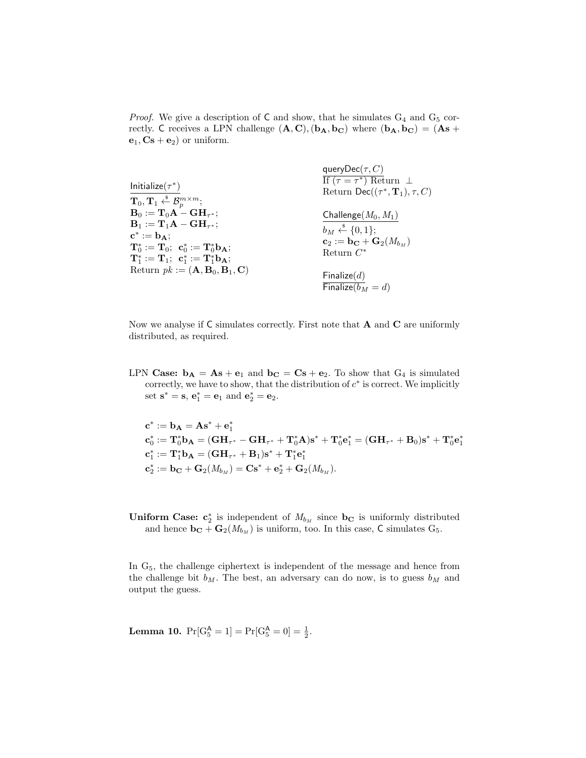*Proof.* We give a description of $\mathsf{C}$ and show, that he simulates $\mathrm{G}_4$ and $\mathrm{G}_5$ correctly. $\mathsf{C}$ receives a LPN challenge $(\mathbf{A}, \mathbf{C}), (\mathbf{b_A}, \mathbf{b_C})$ where $(\mathbf{b_A}, \mathbf{b_C}) = (\mathbf{As} + \mathbf{e}_1, \mathbf{Cs} + \mathbf{e}_2)$ or uniform.

$\underline{\mathsf{Initialize}(\tau^*)}$
$\mathbf{T}_0, \mathbf{T}_1 \xleftarrow{\$} \mathcal{B}_p^{m \times m}$;
$\mathbf{B}_0 := \mathbf{T}_0\mathbf{A} - \mathbf{GH}_{\tau^*}$;
$\mathbf{B}_1 := \mathbf{T}_1\mathbf{A} - \mathbf{GH}_{\tau^*}$;
$\mathbf{c}^* := \mathbf{b_A}$;
$\mathbf{T}_0^* := \mathbf{T}_0$; $\mathbf{c}_0^* := \mathbf{T}_0^*\mathbf{b_A}$;
$\mathbf{T}_1^* := \mathbf{T}_1$; $\mathbf{c}_1^* := \mathbf{T}_1^*\mathbf{b_A}$;
Return $pk := (\mathbf{A}, \mathbf{B}_0, \mathbf{B}_1, \mathbf{C})$

$\underline{\mathsf{queryDec}(\tau, C)}$
If $(\tau = \tau^*)$ Return $\perp$
Return $\mathsf{Dec}((\tau^*, \mathbf{T}_1), \tau, C)$

$\underline{\mathsf{Challenge}(M_0, M_1)}$
$b_M \xleftarrow{\$} \{0, 1\}$;
$\mathbf{c}_2 := \mathbf{b_C} + \mathbf{G}_2(M_{b_M})$
Return $C^*$

$\underline{\mathsf{Finalize}(d)}$
$\mathsf{Finalize}(b_M = d)$

Now we analyse if $\mathsf{C}$ simulates correctly. First note that $\mathbf{A}$ and $\mathbf{C}$ are uniformly distributed, as required.

LPN **Case:** $\mathbf{b_A} = \mathbf{As} + \mathbf{e}_1$ and $\mathbf{b_C} = \mathbf{Cs} + \mathbf{e}_2$. To show that $\mathrm{G}_4$ is simulated correctly, we have to show, that the distribution of $c^*$ is correct. We implicitly set $\mathbf{s}^* = \mathbf{s}$, $\mathbf{e}_1^* = \mathbf{e}_1$ and $\mathbf{e}_2^* = \mathbf{e}_2$.

$$
\begin{aligned}
&\mathbf{c}^* := \mathbf{b_A} = \mathbf{As}^* + \mathbf{e}_1^* \\
&\mathbf{c}_0^* := \mathbf{T}_0^*\mathbf{b_A} = (\mathbf{GH}_{\tau^*} - \mathbf{GH}_{\tau^*} + \mathbf{T}_0^*\mathbf{A})\mathbf{s}^* + \mathbf{T}_0^*\mathbf{e}_1^* = (\mathbf{GH}_{\tau^*} + \mathbf{B}_0)\mathbf{s}^* + \mathbf{T}_0^*\mathbf{e}_1^* \\
&\mathbf{c}_1^* := \mathbf{T}_1^*\mathbf{b_A} = (\mathbf{GH}_{\tau^*} + \mathbf{B}_1)\mathbf{s}^* + \mathbf{T}_1^*\mathbf{e}_1^* \\
&\mathbf{c}_2^* := \mathbf{b_C} + \mathbf{G}_2(M_{b_M}) = \mathbf{Cs}^* + \mathbf{e}_2^* + \mathbf{G}_2(M_{b_M}).
\end{aligned}
$$

**Uniform Case:** $\mathbf{c}_2^*$ is independent of $M_{b_M}$ since $\mathbf{b_C}$ is uniformly distributed and hence $\mathbf{b_C} + \mathbf{G}_2(M_{b_M})$ is uniform, too. In this case, $\mathsf{C}$ simulates $\mathrm{G}_5$.

In $\mathrm{G}_5$, the challenge ciphertext is independent of the message and hence from the challenge bit $b_M$. The best, an adversary can do now, is to guess $b_M$ and output the guess.

**Lemma 10.** $\Pr[\mathrm{G}_5^{\mathsf{A}} = 1] = \Pr[\mathrm{G}_5^{\mathsf{A}} = 0] = \frac{1}{2}$.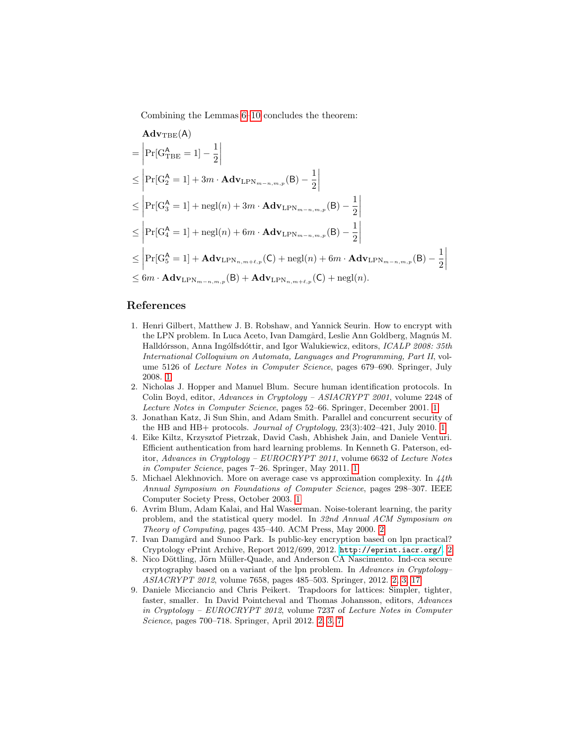Combining the Lemmas 6–10 concludes the theorem:

$$
\begin{aligned}
&\mathbf{Adv}_{\mathrm{TBE}}(\mathsf{A}) \\
&= \left| \Pr[\mathrm{G}^{\mathsf{A}}_{\mathrm{TBE}} = 1] - \frac{1}{2} \right| \\
&\leq \left| \Pr[\mathrm{G}^{\mathsf{A}}_{2} = 1] + 3m \cdot \mathbf{Adv}_{\mathrm{LPN}_{m-n,m,p}}(\mathsf{B}) - \frac{1}{2} \right| \\
&\leq \left| \Pr[\mathrm{G}^{\mathsf{A}}_{3} = 1] + \mathrm{negl}(n) + 3m \cdot \mathbf{Adv}_{\mathrm{LPN}_{m-n,m,p}}(\mathsf{B}) - \frac{1}{2} \right| \\
&\leq \left| \Pr[\mathrm{G}^{\mathsf{A}}_{4} = 1] + \mathrm{negl}(n) + 6m \cdot \mathbf{Adv}_{\mathrm{LPN}_{m-n,m,p}}(\mathsf{B}) - \frac{1}{2} \right| \\
&\leq \left| \Pr[\mathrm{G}^{\mathsf{A}}_{5} = 1] + \mathbf{Adv}_{\mathrm{LPN}_{n,m+\ell,p}}(\mathsf{C}) + \mathrm{negl}(n) + 6m \cdot \mathbf{Adv}_{\mathrm{LPN}_{m-n,m,p}}(\mathsf{B}) - \frac{1}{2} \right| \\
&\leq 6m \cdot \mathbf{Adv}_{\mathrm{LPN}_{m-n,m,p}}(\mathsf{B}) + \mathbf{Adv}_{\mathrm{LPN}_{n,m+\ell,p}}(\mathsf{C}) + \mathrm{negl}(n).
\end{aligned}
$$

## References

1. Henri Gilbert, Matthew J. B. Robshaw, and Yannick Seurin. How to encrypt with the LPN problem. In Luca Aceto, Ivan Damgård, Leslie Ann Goldberg, Magnús M. Halldórsson, Anna Ingólfsdóttir, and Igor Walukiewicz, editors, *ICALP 2008: 35th International Colloquium on Automata, Languages and Programming, Part II*, volume 5126 of *Lecture Notes in Computer Science*, pages 679–690. Springer, July 2008. 1
2. Nicholas J. Hopper and Manuel Blum. Secure human identification protocols. In Colin Boyd, editor, *Advances in Cryptology – ASIACRYPT 2001*, volume 2248 of *Lecture Notes in Computer Science*, pages 52–66. Springer, December 2001. 1
3. Jonathan Katz, Ji Sun Shin, and Adam Smith. Parallel and concurrent security of the HB and HB+ protocols. *Journal of Cryptology*, 23(3):402–421, July 2010. 1
4. Eike Kiltz, Krzysztof Pietrzak, David Cash, Abhishek Jain, and Daniele Venturi. Efficient authentication from hard learning problems. In Kenneth G. Paterson, editor, *Advances in Cryptology – EUROCRYPT 2011*, volume 6632 of *Lecture Notes in Computer Science*, pages 7–26. Springer, May 2011. 1
5. Michael Alekhnovich. More on average case vs approximation complexity. In *44th Annual Symposium on Foundations of Computer Science*, pages 298–307. IEEE Computer Society Press, October 2003. 1
6. Avrim Blum, Adam Kalai, and Hal Wasserman. Noise-tolerant learning, the parity problem, and the statistical query model. In *32nd Annual ACM Symposium on Theory of Computing*, pages 435–440. ACM Press, May 2000. 2
7. Ivan Damgård and Sunoo Park. Is public-key encryption based on lpn practical? Cryptology ePrint Archive, Report 2012/699, 2012. http://eprint.iacr.org/. 2
8. Nico Döttling, Jörn Müller-Quade, and Anderson CA Nascimento. Ind-cca secure cryptography based on a variant of the lpn problem. In *Advances in Cryptology–ASIACRYPT 2012*, volume 7658, pages 485–503. Springer, 2012. 2, 3, 17
9. Daniele Micciancio and Chris Peikert. Trapdoors for lattices: Simpler, tighter, faster, smaller. In David Pointcheval and Thomas Johansson, editors, *Advances in Cryptology – EUROCRYPT 2012*, volume 7237 of *Lecture Notes in Computer Science*, pages 700–718. Springer, April 2012. 2, 3, 7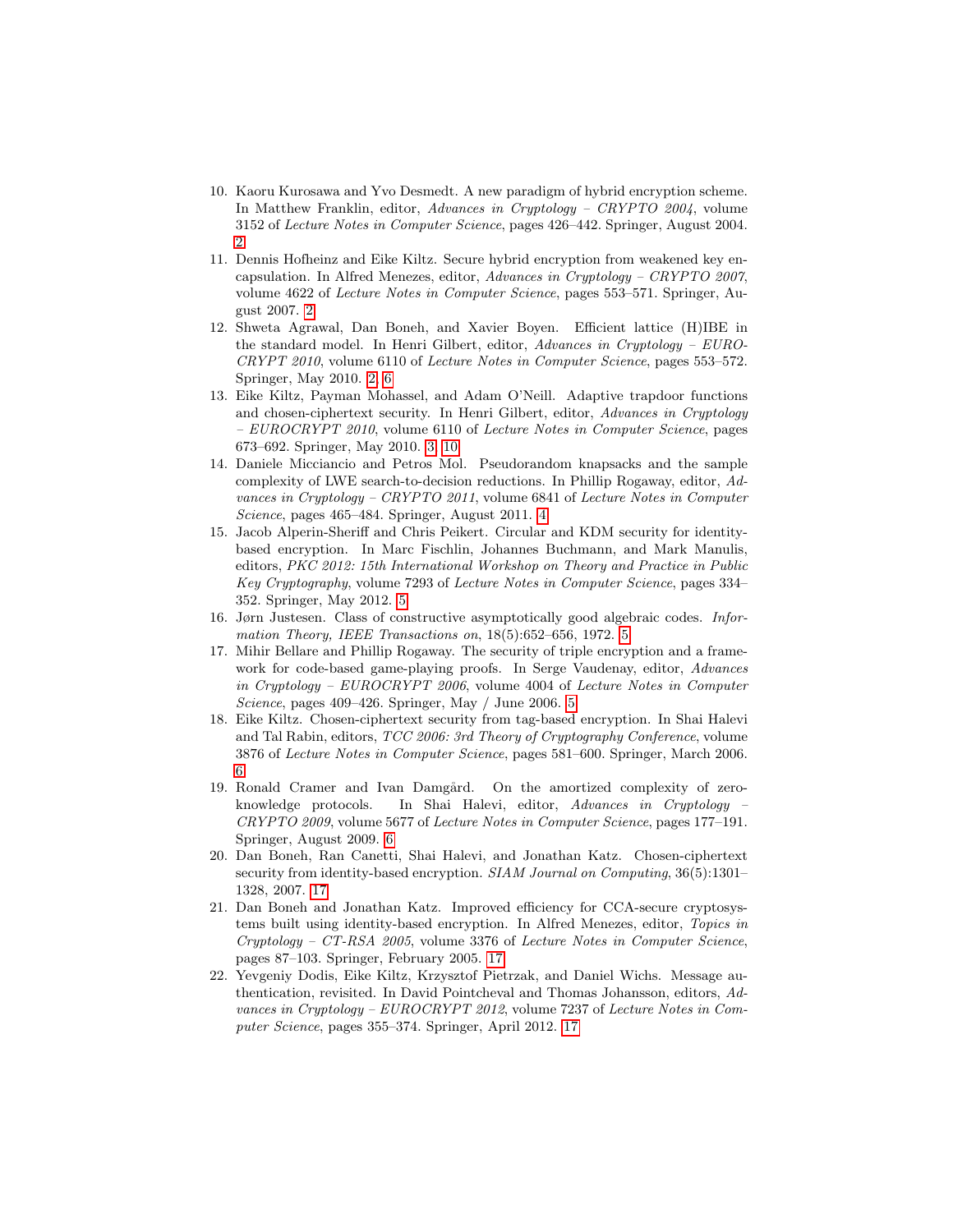10. Kaoru Kurosawa and Yvo Desmedt. A new paradigm of hybrid encryption scheme. In Matthew Franklin, editor, *Advances in Cryptology – CRYPTO 2004*, volume 3152 of *Lecture Notes in Computer Science*, pages 426–442. Springer, August 2004. 2
11. Dennis Hofheinz and Eike Kiltz. Secure hybrid encryption from weakened key encapsulation. In Alfred Menezes, editor, *Advances in Cryptology – CRYPTO 2007*, volume 4622 of *Lecture Notes in Computer Science*, pages 553–571. Springer, August 2007. 2
12. Shweta Agrawal, Dan Boneh, and Xavier Boyen. Efficient lattice (H)IBE in the standard model. In Henri Gilbert, editor, *Advances in Cryptology – EUROCRYPT 2010*, volume 6110 of *Lecture Notes in Computer Science*, pages 553–572. Springer, May 2010. 2, 6
13. Eike Kiltz, Payman Mohassel, and Adam O'Neill. Adaptive trapdoor functions and chosen-ciphertext security. In Henri Gilbert, editor, *Advances in Cryptology – EUROCRYPT 2010*, volume 6110 of *Lecture Notes in Computer Science*, pages 673–692. Springer, May 2010. 3, 10
14. Daniele Micciancio and Petros Mol. Pseudorandom knapsacks and the sample complexity of LWE search-to-decision reductions. In Phillip Rogaway, editor, *Advances in Cryptology – CRYPTO 2011*, volume 6841 of *Lecture Notes in Computer Science*, pages 465–484. Springer, August 2011. 4
15. Jacob Alperin-Sheriff and Chris Peikert. Circular and KDM security for identity-based encryption. In Marc Fischlin, Johannes Buchmann, and Mark Manulis, editors, *PKC 2012: 15th International Workshop on Theory and Practice in Public Key Cryptography*, volume 7293 of *Lecture Notes in Computer Science*, pages 334–352. Springer, May 2012. 5
16. Jørn Justesen. Class of constructive asymptotically good algebraic codes. *Information Theory, IEEE Transactions on*, 18(5):652–656, 1972. 5
17. Mihir Bellare and Phillip Rogaway. The security of triple encryption and a framework for code-based game-playing proofs. In Serge Vaudenay, editor, *Advances in Cryptology – EUROCRYPT 2006*, volume 4004 of *Lecture Notes in Computer Science*, pages 409–426. Springer, May / June 2006. 5
18. Eike Kiltz. Chosen-ciphertext security from tag-based encryption. In Shai Halevi and Tal Rabin, editors, *TCC 2006: 3rd Theory of Cryptography Conference*, volume 3876 of *Lecture Notes in Computer Science*, pages 581–600. Springer, March 2006. 6
19. Ronald Cramer and Ivan Damgård. On the amortized complexity of zero-knowledge protocols. In Shai Halevi, editor, *Advances in Cryptology – CRYPTO 2009*, volume 5677 of *Lecture Notes in Computer Science*, pages 177–191. Springer, August 2009. 6
20. Dan Boneh, Ran Canetti, Shai Halevi, and Jonathan Katz. Chosen-ciphertext security from identity-based encryption. *SIAM Journal on Computing*, 36(5):1301–1328, 2007. 17
21. Dan Boneh and Jonathan Katz. Improved efficiency for CCA-secure cryptosystems built using identity-based encryption. In Alfred Menezes, editor, *Topics in Cryptology – CT-RSA 2005*, volume 3376 of *Lecture Notes in Computer Science*, pages 87–103. Springer, February 2005. 17
22. Yevgeniy Dodis, Eike Kiltz, Krzysztof Pietrzak, and Daniel Wichs. Message authentication, revisited. In David Pointcheval and Thomas Johansson, editors, *Advances in Cryptology – EUROCRYPT 2012*, volume 7237 of *Lecture Notes in Computer Science*, pages 355–374. Springer, April 2012. 17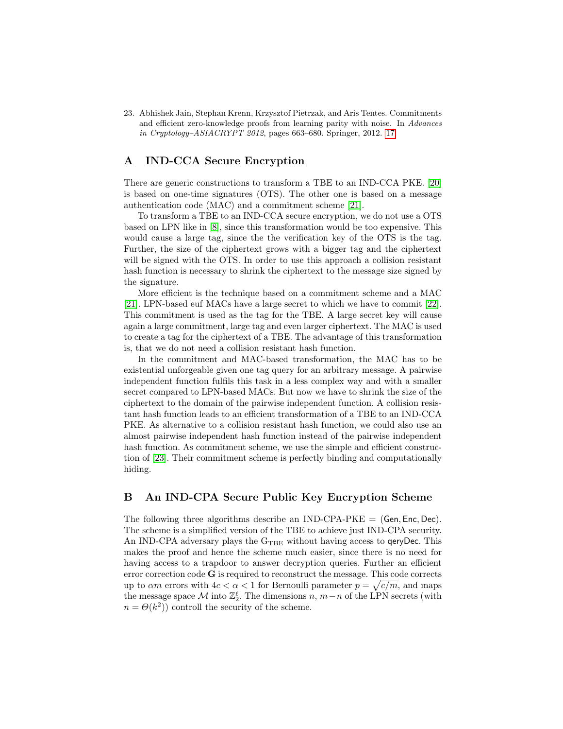23. Abhishek Jain, Stephan Krenn, Krzysztof Pietrzak, and Aris Tentes. Commitments and efficient zero-knowledge proofs from learning parity with noise. In *Advances in Cryptology–ASIACRYPT 2012*, pages 663–680. Springer, 2012. 17

## A IND-CCA Secure Encryption

There are generic constructions to transform a TBE to an IND-CCA PKE. [20] is based on one-time signatures (OTS). The other one is based on a message authentication code (MAC) and a commitment scheme [21].

To transform a TBE to an IND-CCA secure encryption, we do not use a OTS based on LPN like in [8], since this transformation would be too expensive. This would cause a large tag, since the the verification key of the OTS is the tag. Further, the size of the ciphertext grows with a bigger tag and the ciphertext will be signed with the OTS. In order to use this approach a collision resistant hash function is necessary to shrink the ciphertext to the message size signed by the signature.

More efficient is the technique based on a commitment scheme and a MAC [21]. LPN-based euf MACs have a large secret to which we have to commit [22]. This commitment is used as the tag for the TBE. A large secret key will cause again a large commitment, large tag and even larger ciphertext. The MAC is used to create a tag for the ciphertext of a TBE. The advantage of this transformation is, that we do not need a collision resistant hash function.

In the commitment and MAC-based transformation, the MAC has to be existential unforgeable given one tag query for an arbitrary message. A pairwise independent function fulfils this task in a less complex way and with a smaller secret compared to LPN-based MACs. But now we have to shrink the size of the ciphertext to the domain of the pairwise independent function. A collision resistant hash function leads to an efficient transformation of a TBE to an IND-CCA PKE. As alternative to a collision resistant hash function, we could also use an almost pairwise independent hash function instead of the pairwise independent hash function. As commitment scheme, we use the simple and efficient construction of [23]. Their commitment scheme is perfectly binding and computationally hiding.

## B An IND-CPA Secure Public Key Encryption Scheme

The following three algorithms describe an IND-CPA-PKE = (Gen, Enc, Dec). The scheme is a simplified version of the TBE to achieve just IND-CPA security. An IND-CPA adversary plays the $G_{\mathrm{TBE}}$ without having access to qeryDec. This makes the proof and hence the scheme much easier, since there is no need for having access to a trapdoor to answer decryption queries. Further an efficient error correction code $\mathbf{G}$ is required to reconstruct the message. This code corrects up to $\alpha m$ errors with $4c < \alpha < 1$ for Bernoulli parameter $p = \sqrt{c/m}$, and maps the message space $\mathcal{M}$ into $\mathbb{Z}_2^{\ell}$. The dimensions $n$, $m-n$ of the LPN secrets (with $n = \Theta(k^2)$) controll the security of the scheme.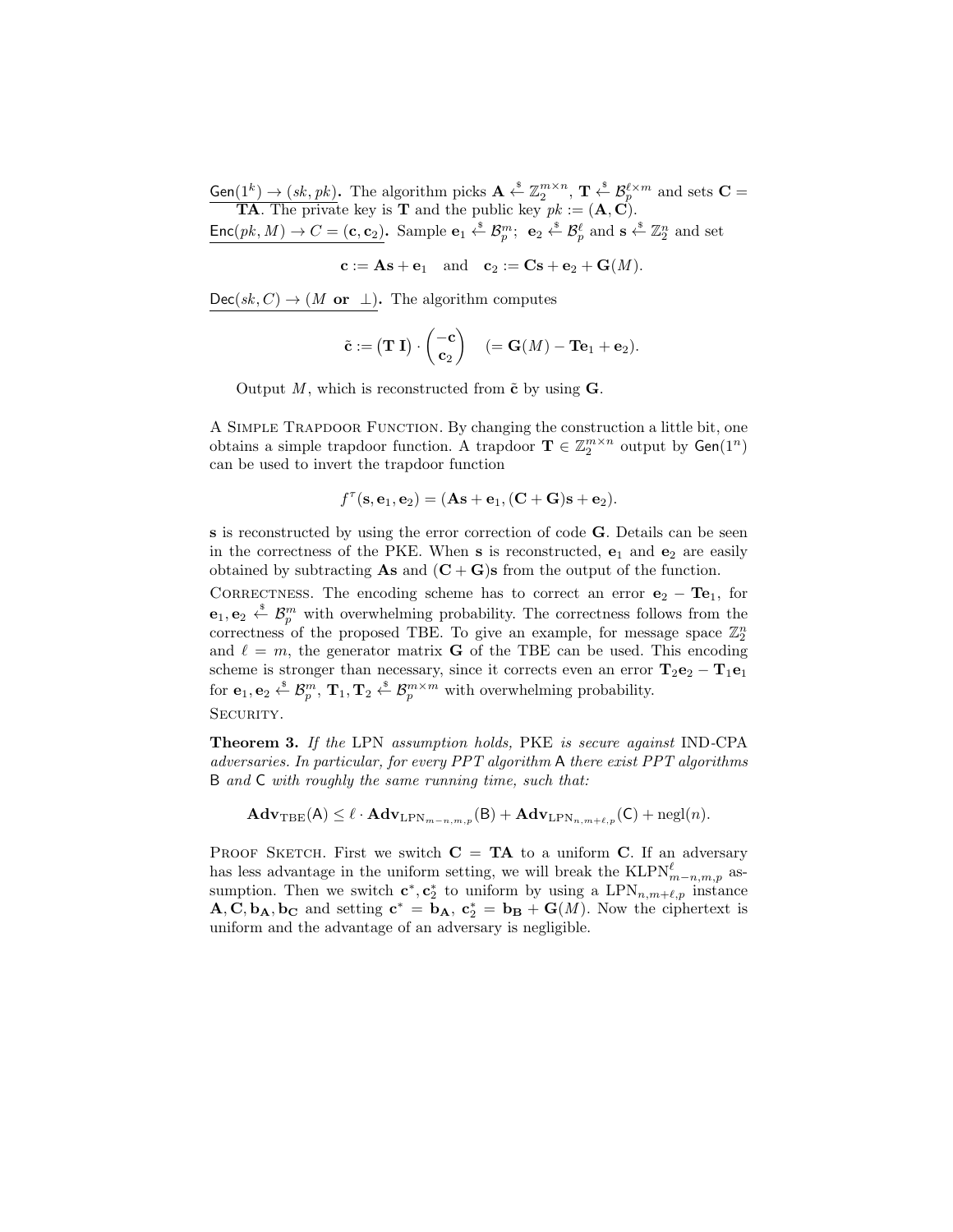$\underline{\mathsf{Gen}(1^k) \to (sk, pk)}$**.** The algorithm picks $\mathbf{A} \xleftarrow{\$} \mathbb{Z}_2^{m\times n}$, $\mathbf{T} \xleftarrow{\$} \mathcal{B}_p^{\ell\times m}$ and sets $\mathbf{C} = \mathbf{TA}$. The private key is $\mathbf{T}$ and the public key $pk := (\mathbf{A}, \mathbf{C})$.

$\underline{\mathsf{Enc}(pk, M) \to C = (\mathbf{c}, \mathbf{c}_2)}$**.** Sample $\mathbf{e}_1 \xleftarrow{\$} \mathcal{B}_p^m$; $\mathbf{e}_2 \xleftarrow{\$} \mathcal{B}_p^\ell$ and $\mathbf{s} \xleftarrow{\$} \mathbb{Z}_2^n$ and set

$$\mathbf{c} := \mathbf{As} + \mathbf{e}_1 \quad \text{and} \quad \mathbf{c}_2 := \mathbf{Cs} + \mathbf{e}_2 + \mathbf{G}(M).$$

$\underline{\mathsf{Dec}(sk, C) \to (M \textbf{ or } \perp)}$**.** The algorithm computes

$$\tilde{\mathbf{c}} := \begin{pmatrix}\mathbf{T}\ \mathbf{I}\end{pmatrix} \cdot \begin{pmatrix}-\mathbf{c} \\ \mathbf{c}_2\end{pmatrix} \quad (= \mathbf{G}(M) - \mathbf{Te}_1 + \mathbf{e}_2).$$

Output $M$, which is reconstructed from $\tilde{\mathbf{c}}$ by using $\mathbf{G}$.

A Simple Trapdoor Function. By changing the construction a little bit, one obtains a simple trapdoor function. A trapdoor $\mathbf{T} \in \mathbb{Z}_2^{m\times n}$ output by $\mathsf{Gen}(1^n)$ can be used to invert the trapdoor function

$$f^\tau(\mathbf{s}, \mathbf{e}_1, \mathbf{e}_2) = (\mathbf{As} + \mathbf{e}_1, (\mathbf{C} + \mathbf{G})\mathbf{s} + \mathbf{e}_2).$$

$\mathbf{s}$ is reconstructed by using the error correction of code $\mathbf{G}$. Details can be seen in the correctness of the PKE. When $\mathbf{s}$ is reconstructed, $\mathbf{e}_1$ and $\mathbf{e}_2$ are easily obtained by subtracting $\mathbf{As}$ and $(\mathbf{C} + \mathbf{G})\mathbf{s}$ from the output of the function.

Correctness. The encoding scheme has to correct an error $\mathbf{e}_2 - \mathbf{Te}_1$, for $\mathbf{e}_1, \mathbf{e}_2 \xleftarrow{\$} \mathcal{B}_p^m$ with overwhelming probability. The correctness follows from the correctness of the proposed TBE. To give an example, for message space $\mathbb{Z}_2^n$ and $\ell = m$, the generator matrix $\mathbf{G}$ of the TBE can be used. This encoding scheme is stronger than necessary, since it corrects even an error $\mathbf{T}_2\mathbf{e}_2 - \mathbf{T}_1\mathbf{e}_1$ for $\mathbf{e}_1, \mathbf{e}_2 \xleftarrow{\$} \mathcal{B}_p^m$, $\mathbf{T}_1, \mathbf{T}_2 \xleftarrow{\$} \mathcal{B}_p^{m\times m}$ with overwhelming probability.

Security.

**Theorem 3.** *If the* LPN *assumption holds,* PKE *is secure against* IND-CPA *adversaries. In particular, for every PPT algorithm* $\mathsf{A}$ *there exist PPT algorithms* $\mathsf{B}$ *and* $\mathsf{C}$ *with roughly the same running time, such that:*

$$\mathbf{Adv}_{\mathrm{TBE}}(\mathsf{A}) \le \ell \cdot \mathbf{Adv}_{\mathrm{LPN}_{m-n,m,p}}(\mathsf{B}) + \mathbf{Adv}_{\mathrm{LPN}_{n,m+\ell,p}}(\mathsf{C}) + \mathrm{negl}(n).$$

Proof Sketch. First we switch $\mathbf{C} = \mathbf{TA}$ to a uniform $\mathbf{C}$. If an adversary has less advantage in the uniform setting, we will break the $\mathrm{KLPN}^\ell_{m-n,m,p}$ assumption. Then we switch $\mathbf{c}^*, \mathbf{c}_2^*$ to uniform by using a $\mathrm{LPN}_{n,m+\ell,p}$ instance $\mathbf{A}, \mathbf{C}, \mathbf{b_A}, \mathbf{b_C}$ and setting $\mathbf{c}^* = \mathbf{b_A}$, $\mathbf{c}_2^* = \mathbf{b_B} + \mathbf{G}(M)$. Now the ciphertext is uniform and the advantage of an adversary is negligible.